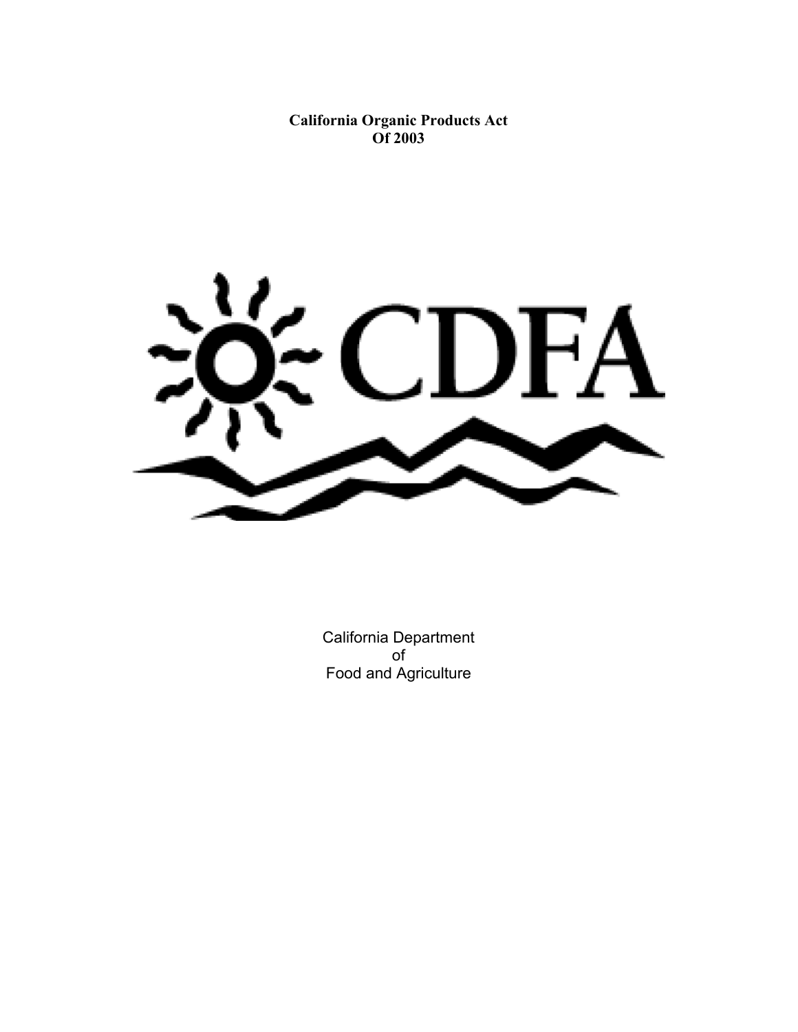**California Organic Products Act Of 2003**

CDFA

California Department of Food and Agriculture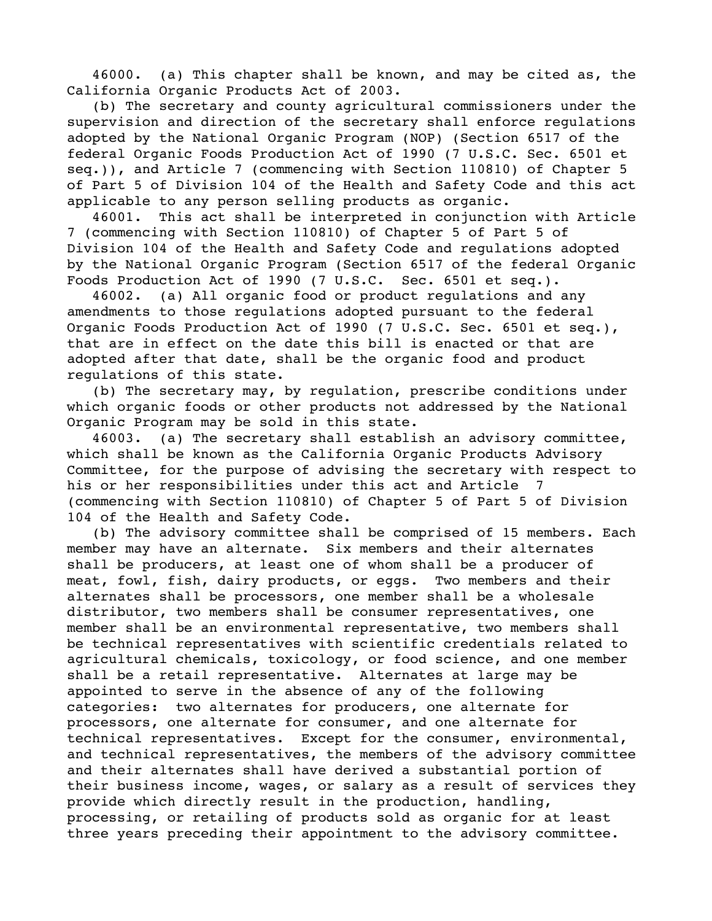46000. (a) This chapter shall be known, and may be cited as, the California Organic Products Act of 2003.

(b) The secretary and county agricultural commissioners under the supervision and direction of the secretary shall enforce regulations adopted by the National Organic Program (NOP) (Section 6517 of the federal Organic Foods Production Act of 1990 (7 U.S.C. Sec. 6501 et seq.)), and Article 7 (commencing with Section 110810) of Chapter 5 of Part 5 of Division 104 of the Health and Safety Code and this act applicable to any person selling products as organic.

46001. This act shall be interpreted in conjunction with Article 7 (commencing with Section 110810) of Chapter 5 of Part 5 of Division 104 of the Health and Safety Code and regulations adopted by the National Organic Program (Section 6517 of the federal Organic Foods Production Act of 1990 (7 U.S.C. Sec. 6501 et seq.).

46002. (a) All organic food or product regulations and any amendments to those regulations adopted pursuant to the federal Organic Foods Production Act of 1990 (7 U.S.C. Sec. 6501 et seq.), that are in effect on the date this bill is enacted or that are adopted after that date, shall be the organic food and product regulations of this state.

(b) The secretary may, by regulation, prescribe conditions under which organic foods or other products not addressed by the National Organic Program may be sold in this state.

46003. (a) The secretary shall establish an advisory committee, which shall be known as the California Organic Products Advisory Committee, for the purpose of advising the secretary with respect to his or her responsibilities under this act and Article 7 (commencing with Section 110810) of Chapter 5 of Part 5 of Division 104 of the Health and Safety Code.

(b) The advisory committee shall be comprised of 15 members. Each member may have an alternate. Six members and their alternates shall be producers, at least one of whom shall be a producer of meat, fowl, fish, dairy products, or eggs. Two members and their alternates shall be processors, one member shall be a wholesale distributor, two members shall be consumer representatives, one member shall be an environmental representative, two members shall be technical representatives with scientific credentials related to agricultural chemicals, toxicology, or food science, and one member shall be a retail representative. Alternates at large may be appointed to serve in the absence of any of the following categories: two alternates for producers, one alternate for processors, one alternate for consumer, and one alternate for technical representatives. Except for the consumer, environmental, and technical representatives, the members of the advisory committee and their alternates shall have derived a substantial portion of their business income, wages, or salary as a result of services they provide which directly result in the production, handling, processing, or retailing of products sold as organic for at least three years preceding their appointment to the advisory committee.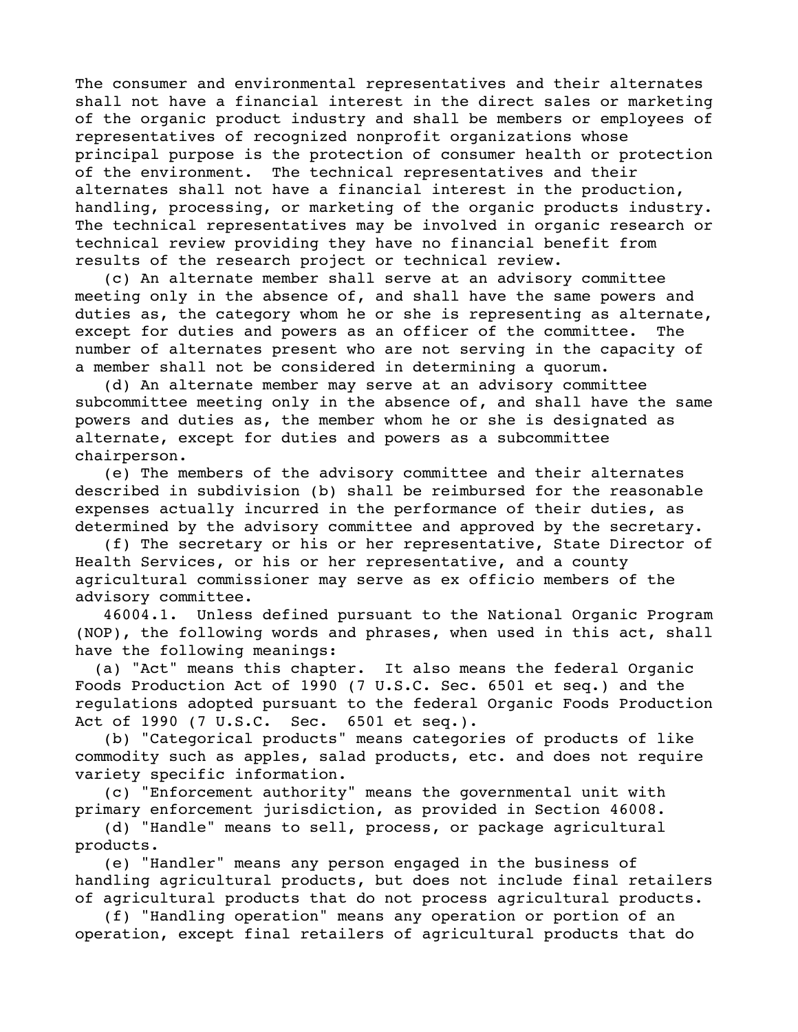The consumer and environmental representatives and their alternates shall not have a financial interest in the direct sales or marketing of the organic product industry and shall be members or employees of representatives of recognized nonprofit organizations whose principal purpose is the protection of consumer health or protection of the environment. The technical representatives and their alternates shall not have a financial interest in the production, handling, processing, or marketing of the organic products industry. The technical representatives may be involved in organic research or technical review providing they have no financial benefit from results of the research project or technical review.

(c) An alternate member shall serve at an advisory committee meeting only in the absence of, and shall have the same powers and duties as, the category whom he or she is representing as alternate, except for duties and powers as an officer of the committee. The number of alternates present who are not serving in the capacity of a member shall not be considered in determining a quorum.

(d) An alternate member may serve at an advisory committee subcommittee meeting only in the absence of, and shall have the same powers and duties as, the member whom he or she is designated as alternate, except for duties and powers as a subcommittee chairperson.

(e) The members of the advisory committee and their alternates described in subdivision (b) shall be reimbursed for the reasonable expenses actually incurred in the performance of their duties, as determined by the advisory committee and approved by the secretary.

(f) The secretary or his or her representative, State Director of Health Services, or his or her representative, and a county agricultural commissioner may serve as ex officio members of the advisory committee.

46004.1. Unless defined pursuant to the National Organic Program (NOP), the following words and phrases, when used in this act, shall have the following meanings:

(a) "Act" means this chapter. It also means the federal Organic Foods Production Act of 1990 (7 U.S.C. Sec. 6501 et seq.) and the regulations adopted pursuant to the federal Organic Foods Production Act of 1990 (7 U.S.C. Sec. 6501 et seq.).

(b) "Categorical products" means categories of products of like commodity such as apples, salad products, etc. and does not require variety specific information.

(c) "Enforcement authority" means the governmental unit with primary enforcement jurisdiction, as provided in Section 46008.

(d) "Handle" means to sell, process, or package agricultural products.

(e) "Handler" means any person engaged in the business of handling agricultural products, but does not include final retailers of agricultural products that do not process agricultural products.

(f) "Handling operation" means any operation or portion of an operation, except final retailers of agricultural products that do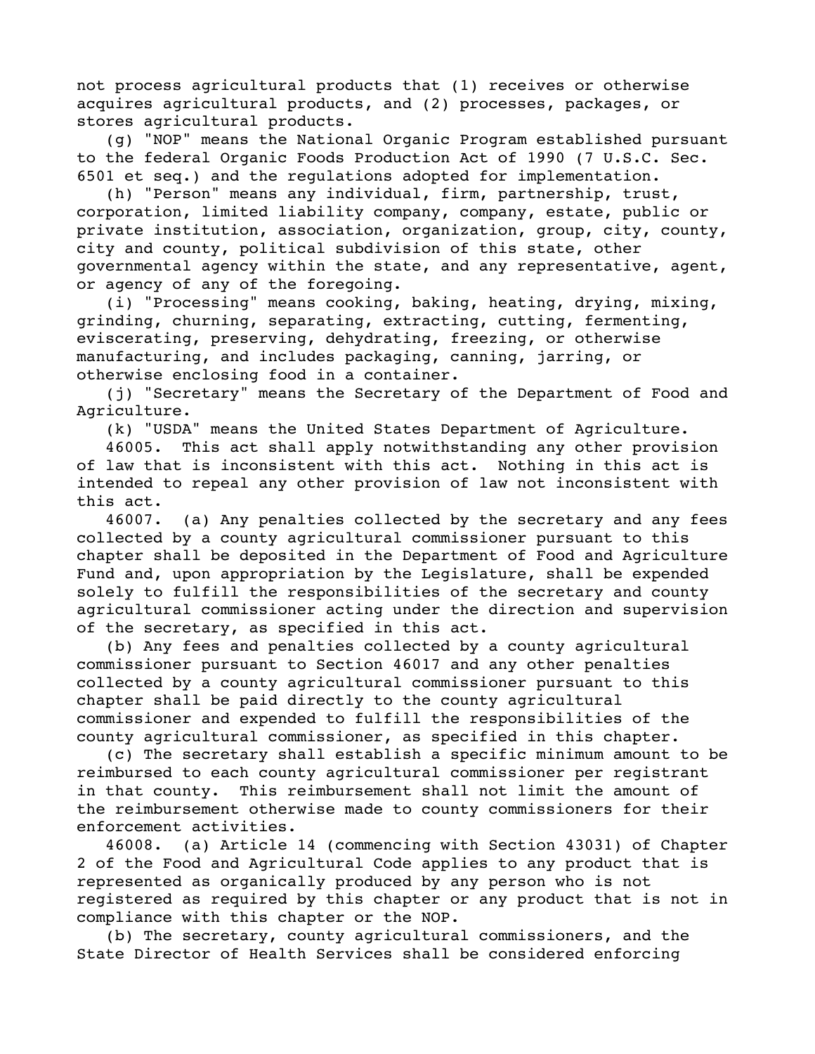not process agricultural products that (1) receives or otherwise acquires agricultural products, and (2) processes, packages, or stores agricultural products.

(g) "NOP" means the National Organic Program established pursuant to the federal Organic Foods Production Act of 1990 (7 U.S.C. Sec. 6501 et seq.) and the regulations adopted for implementation.

(h) "Person" means any individual, firm, partnership, trust, corporation, limited liability company, company, estate, public or private institution, association, organization, group, city, county, city and county, political subdivision of this state, other governmental agency within the state, and any representative, agent, or agency of any of the foregoing.

(i) "Processing" means cooking, baking, heating, drying, mixing, grinding, churning, separating, extracting, cutting, fermenting, eviscerating, preserving, dehydrating, freezing, or otherwise manufacturing, and includes packaging, canning, jarring, or otherwise enclosing food in a container.

(j) "Secretary" means the Secretary of the Department of Food and Agriculture.

(k) "USDA" means the United States Department of Agriculture.

46005. This act shall apply notwithstanding any other provision of law that is inconsistent with this act. Nothing in this act is intended to repeal any other provision of law not inconsistent with this act.

46007. (a) Any penalties collected by the secretary and any fees collected by a county agricultural commissioner pursuant to this chapter shall be deposited in the Department of Food and Agriculture Fund and, upon appropriation by the Legislature, shall be expended solely to fulfill the responsibilities of the secretary and county agricultural commissioner acting under the direction and supervision of the secretary, as specified in this act.

(b) Any fees and penalties collected by a county agricultural commissioner pursuant to Section 46017 and any other penalties collected by a county agricultural commissioner pursuant to this chapter shall be paid directly to the county agricultural commissioner and expended to fulfill the responsibilities of the county agricultural commissioner, as specified in this chapter.

(c) The secretary shall establish a specific minimum amount to be reimbursed to each county agricultural commissioner per registrant in that county. This reimbursement shall not limit the amount of the reimbursement otherwise made to county commissioners for their enforcement activities.

46008. (a) Article 14 (commencing with Section 43031) of Chapter 2 of the Food and Agricultural Code applies to any product that is represented as organically produced by any person who is not registered as required by this chapter or any product that is not in compliance with this chapter or the NOP.

(b) The secretary, county agricultural commissioners, and the State Director of Health Services shall be considered enforcing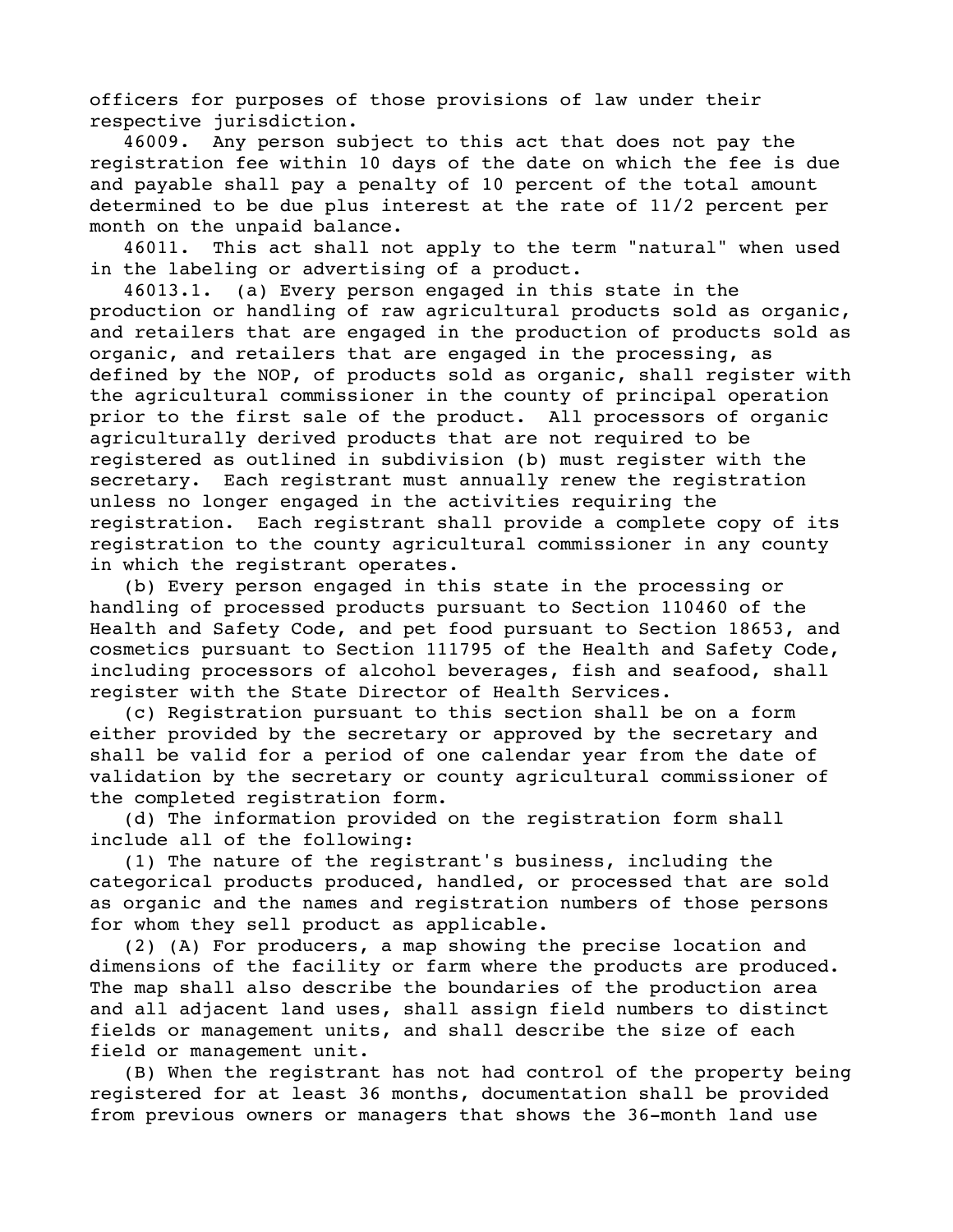officers for purposes of those provisions of law under their respective jurisdiction.

46009. Any person subject to this act that does not pay the registration fee within 10 days of the date on which the fee is due and payable shall pay a penalty of 10 percent of the total amount determined to be due plus interest at the rate of 11/2 percent per month on the unpaid balance.

46011. This act shall not apply to the term "natural" when used in the labeling or advertising of a product.

46013.1. (a) Every person engaged in this state in the production or handling of raw agricultural products sold as organic, and retailers that are engaged in the production of products sold as organic, and retailers that are engaged in the processing, as defined by the NOP, of products sold as organic, shall register with the agricultural commissioner in the county of principal operation prior to the first sale of the product. All processors of organic agriculturally derived products that are not required to be registered as outlined in subdivision (b) must register with the secretary. Each registrant must annually renew the registration unless no longer engaged in the activities requiring the registration. Each registrant shall provide a complete copy of its registration to the county agricultural commissioner in any county in which the registrant operates.

(b) Every person engaged in this state in the processing or handling of processed products pursuant to Section 110460 of the Health and Safety Code, and pet food pursuant to Section 18653, and cosmetics pursuant to Section 111795 of the Health and Safety Code, including processors of alcohol beverages, fish and seafood, shall register with the State Director of Health Services.

(c) Registration pursuant to this section shall be on a form either provided by the secretary or approved by the secretary and shall be valid for a period of one calendar year from the date of validation by the secretary or county agricultural commissioner of the completed registration form.

(d) The information provided on the registration form shall include all of the following:

(1) The nature of the registrant's business, including the categorical products produced, handled, or processed that are sold as organic and the names and registration numbers of those persons for whom they sell product as applicable.

(2) (A) For producers, a map showing the precise location and dimensions of the facility or farm where the products are produced. The map shall also describe the boundaries of the production area and all adjacent land uses, shall assign field numbers to distinct fields or management units, and shall describe the size of each field or management unit.

(B) When the registrant has not had control of the property being registered for at least 36 months, documentation shall be provided from previous owners or managers that shows the 36-month land use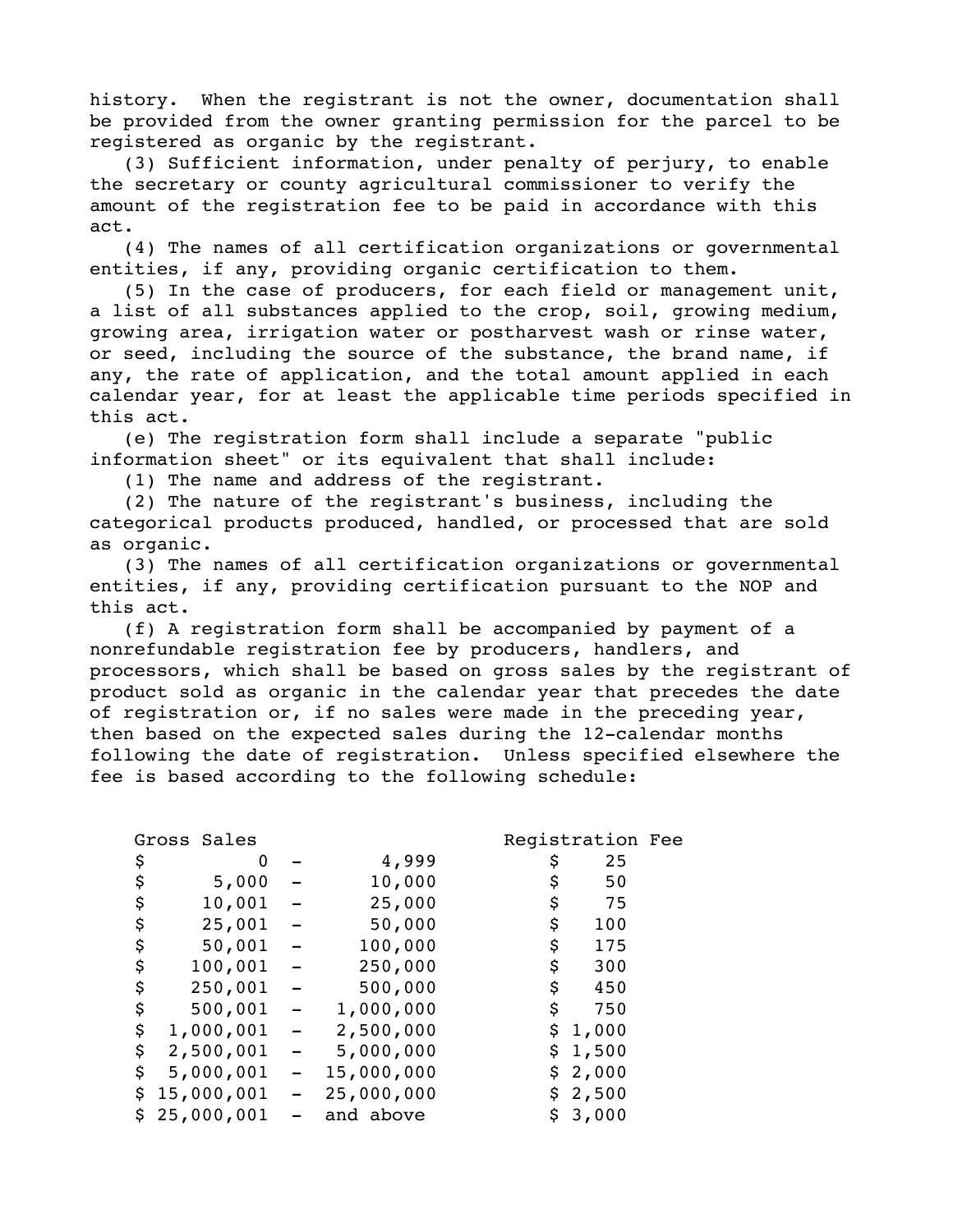history. When the registrant is not the owner, documentation shall be provided from the owner granting permission for the parcel to be registered as organic by the registrant.

(3) Sufficient information, under penalty of perjury, to enable the secretary or county agricultural commissioner to verify the amount of the registration fee to be paid in accordance with this act.

(4) The names of all certification organizations or governmental entities, if any, providing organic certification to them.

(5) In the case of producers, for each field or management unit, a list of all substances applied to the crop, soil, growing medium, growing area, irrigation water or postharvest wash or rinse water, or seed, including the source of the substance, the brand name, if any, the rate of application, and the total amount applied in each calendar year, for at least the applicable time periods specified in this act.

(e) The registration form shall include a separate "public information sheet" or its equivalent that shall include:

(1) The name and address of the registrant.

(2) The nature of the registrant's business, including the categorical products produced, handled, or processed that are sold as organic.

(3) The names of all certification organizations or governmental entities, if any, providing certification pursuant to the NOP and this act.

(f) A registration form shall be accompanied by payment of a nonrefundable registration fee by producers, handlers, and processors, which shall be based on gross sales by the registrant of product sold as organic in the calendar year that precedes the date of registration or, if no sales were made in the preceding year, then based on the expected sales during the 12-calendar months following the date of registration. Unless specified elsewhere the fee is based according to the following schedule:

| Gross Sales | Registration Fee |
|---|---|
| $ 0 - 4,999 | $ 25 |
| $ 5,000 - 10,000 | $ 50 |
| $ 10,001 - 25,000 | $ 75 |
| $ 25,001 - 50,000 | $ 100 |
| $ 50,001 - 100,000 | $ 175 |
| $ 100,001 - 250,000 | $ 300 |
| $ 250,001 - 500,000 | $ 450 |
| $ 500,001 - 1,000,000 | $ 750 |
| $ 1,000,001 - 2,500,000 | $ 1,000 |
| $ 2,500,001 - 5,000,000 | $ 1,500 |
| $ 5,000,001 - 15,000,000 | $ 2,000 |
| $ 15,000,001 - 25,000,000 | $ 2,500 |
| $ 25,000,001 - and above | $ 3,000 |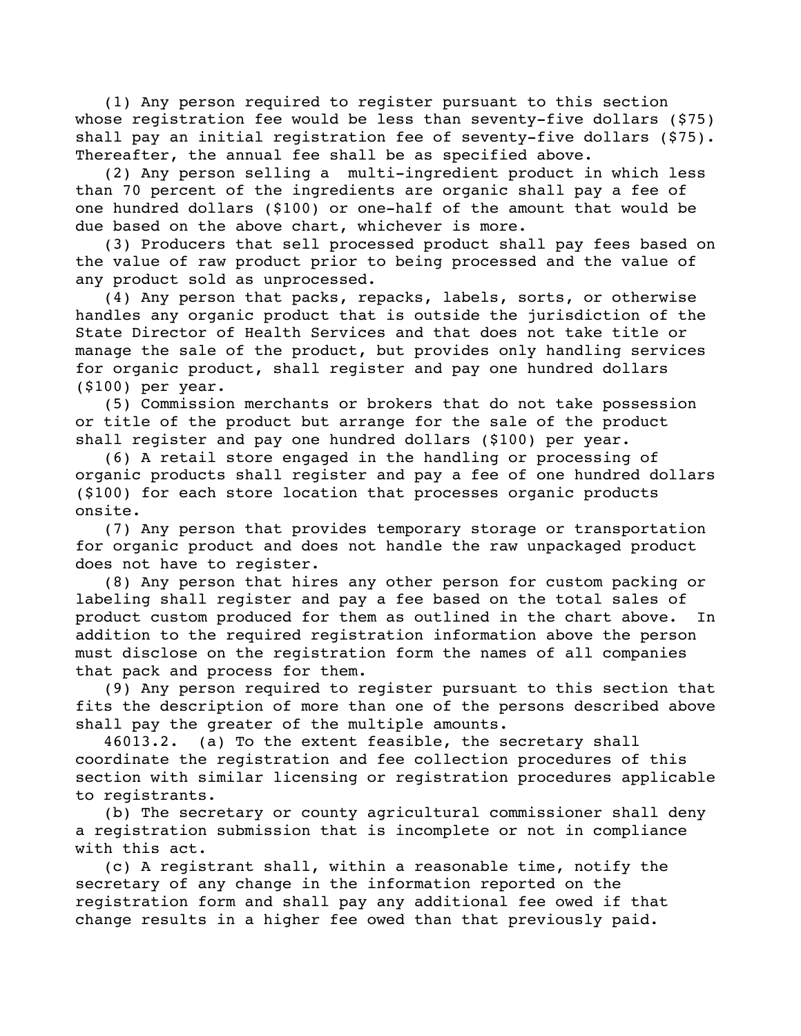(1) Any person required to register pursuant to this section whose registration fee would be less than seventy-five dollars ($75) shall pay an initial registration fee of seventy-five dollars ($75). Thereafter, the annual fee shall be as specified above.

(2) Any person selling a multi-ingredient product in which less than 70 percent of the ingredients are organic shall pay a fee of one hundred dollars ($100) or one-half of the amount that would be due based on the above chart, whichever is more.

(3) Producers that sell processed product shall pay fees based on the value of raw product prior to being processed and the value of any product sold as unprocessed.

(4) Any person that packs, repacks, labels, sorts, or otherwise handles any organic product that is outside the jurisdiction of the State Director of Health Services and that does not take title or manage the sale of the product, but provides only handling services for organic product, shall register and pay one hundred dollars ($100) per year.

(5) Commission merchants or brokers that do not take possession or title of the product but arrange for the sale of the product shall register and pay one hundred dollars ($100) per year.

(6) A retail store engaged in the handling or processing of organic products shall register and pay a fee of one hundred dollars ($100) for each store location that processes organic products onsite.

(7) Any person that provides temporary storage or transportation for organic product and does not handle the raw unpackaged product does not have to register.

(8) Any person that hires any other person for custom packing or labeling shall register and pay a fee based on the total sales of product custom produced for them as outlined in the chart above. In addition to the required registration information above the person must disclose on the registration form the names of all companies that pack and process for them.

(9) Any person required to register pursuant to this section that fits the description of more than one of the persons described above shall pay the greater of the multiple amounts.

46013.2. (a) To the extent feasible, the secretary shall coordinate the registration and fee collection procedures of this section with similar licensing or registration procedures applicable to registrants.

(b) The secretary or county agricultural commissioner shall deny a registration submission that is incomplete or not in compliance with this act.

(c) A registrant shall, within a reasonable time, notify the secretary of any change in the information reported on the registration form and shall pay any additional fee owed if that change results in a higher fee owed than that previously paid.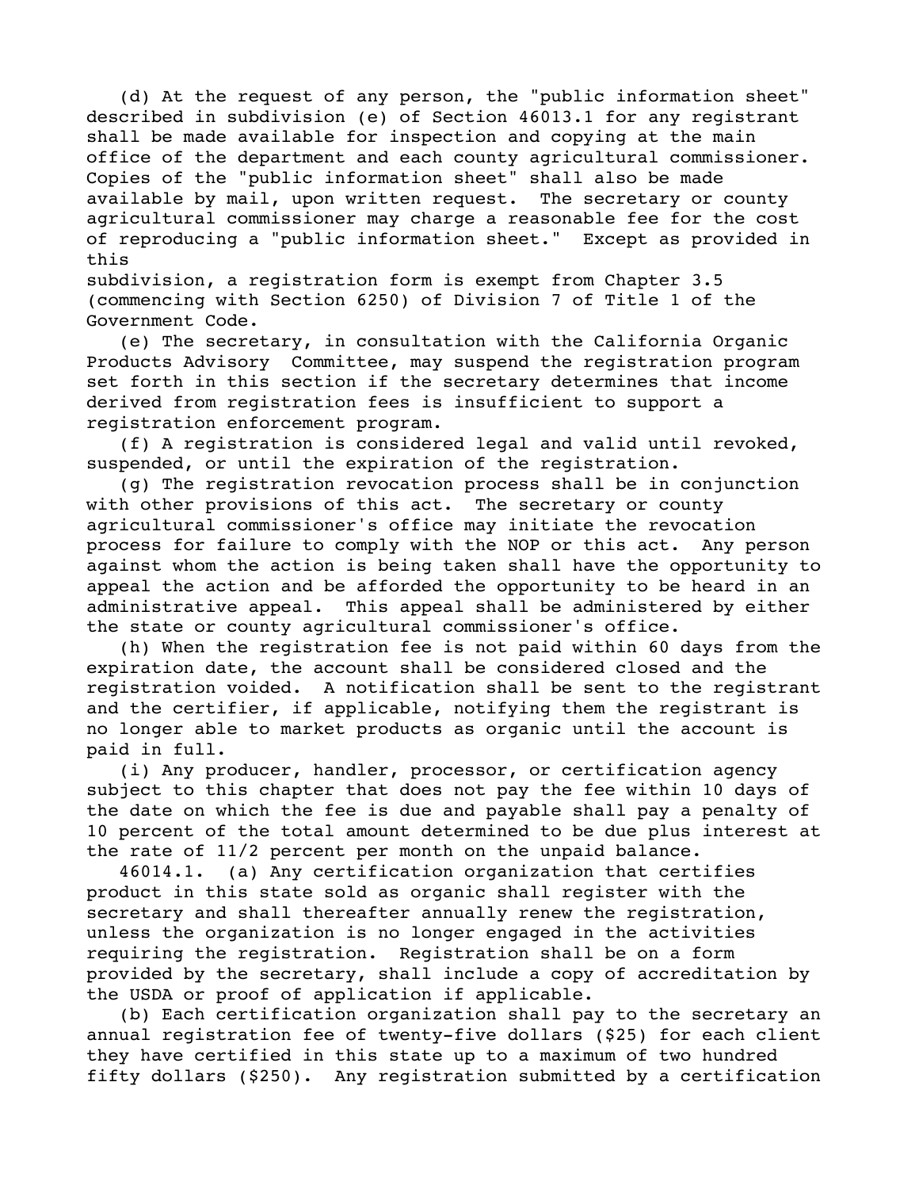(d) At the request of any person, the "public information sheet" described in subdivision (e) of Section 46013.1 for any registrant shall be made available for inspection and copying at the main office of the department and each county agricultural commissioner. Copies of the "public information sheet" shall also be made available by mail, upon written request. The secretary or county agricultural commissioner may charge a reasonable fee for the cost of reproducing a "public information sheet." Except as provided in this subdivision, a registration form is exempt from Chapter 3.5 (commencing with Section 6250) of Division 7 of Title 1 of the Government Code.

(e) The secretary, in consultation with the California Organic Products Advisory Committee, may suspend the registration program set forth in this section if the secretary determines that income derived from registration fees is insufficient to support a registration enforcement program.

(f) A registration is considered legal and valid until revoked, suspended, or until the expiration of the registration.

(g) The registration revocation process shall be in conjunction with other provisions of this act. The secretary or county agricultural commissioner's office may initiate the revocation process for failure to comply with the NOP or this act. Any person against whom the action is being taken shall have the opportunity to appeal the action and be afforded the opportunity to be heard in an administrative appeal. This appeal shall be administered by either the state or county agricultural commissioner's office.

(h) When the registration fee is not paid within 60 days from the expiration date, the account shall be considered closed and the registration voided. A notification shall be sent to the registrant and the certifier, if applicable, notifying them the registrant is no longer able to market products as organic until the account is paid in full.

(i) Any producer, handler, processor, or certification agency subject to this chapter that does not pay the fee within 10 days of the date on which the fee is due and payable shall pay a penalty of 10 percent of the total amount determined to be due plus interest at the rate of 11/2 percent per month on the unpaid balance.

46014.1. (a) Any certification organization that certifies product in this state sold as organic shall register with the secretary and shall thereafter annually renew the registration, unless the organization is no longer engaged in the activities requiring the registration. Registration shall be on a form provided by the secretary, shall include a copy of accreditation by the USDA or proof of application if applicable.

(b) Each certification organization shall pay to the secretary an annual registration fee of twenty-five dollars ($25) for each client they have certified in this state up to a maximum of two hundred fifty dollars ($250). Any registration submitted by a certification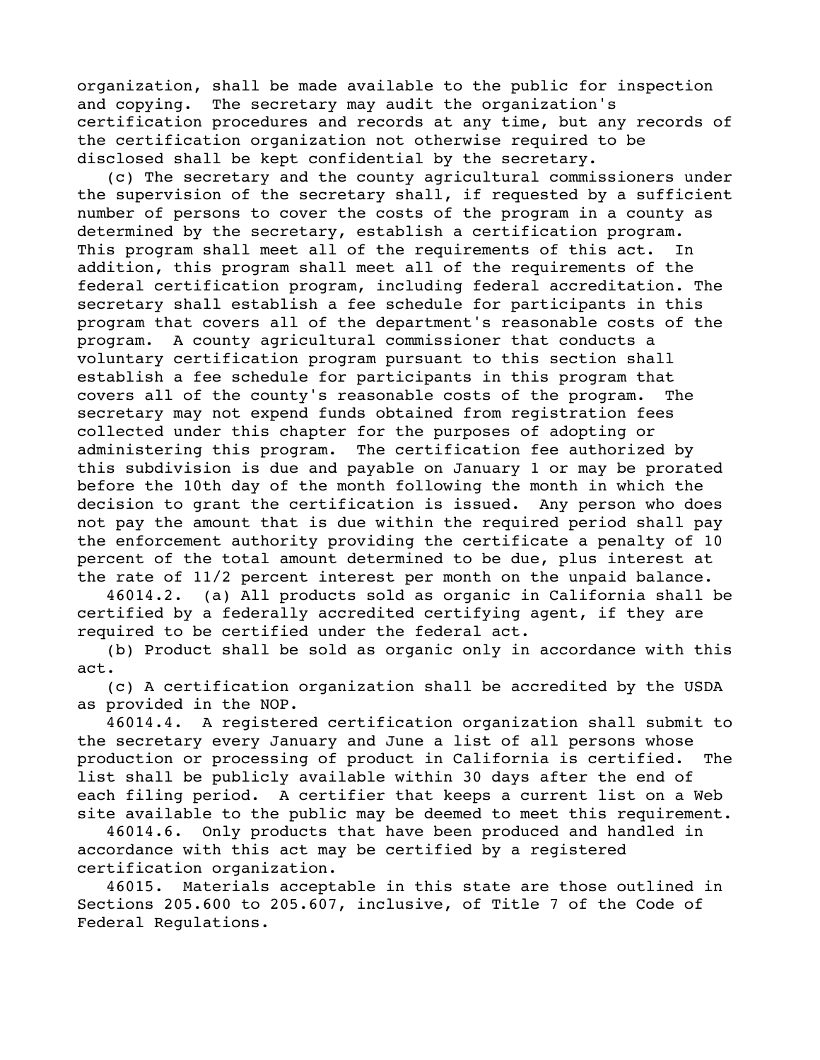organization, shall be made available to the public for inspection and copying. The secretary may audit the organization's certification procedures and records at any time, but any records of the certification organization not otherwise required to be disclosed shall be kept confidential by the secretary.

(c) The secretary and the county agricultural commissioners under the supervision of the secretary shall, if requested by a sufficient number of persons to cover the costs of the program in a county as determined by the secretary, establish a certification program. This program shall meet all of the requirements of this act. In addition, this program shall meet all of the requirements of the federal certification program, including federal accreditation. The secretary shall establish a fee schedule for participants in this program that covers all of the department's reasonable costs of the program. A county agricultural commissioner that conducts a voluntary certification program pursuant to this section shall establish a fee schedule for participants in this program that covers all of the county's reasonable costs of the program. The secretary may not expend funds obtained from registration fees collected under this chapter for the purposes of adopting or administering this program. The certification fee authorized by this subdivision is due and payable on January 1 or may be prorated before the 10th day of the month following the month in which the decision to grant the certification is issued. Any person who does not pay the amount that is due within the required period shall pay the enforcement authority providing the certificate a penalty of 10 percent of the total amount determined to be due, plus interest at the rate of 11/2 percent interest per month on the unpaid balance.

46014.2. (a) All products sold as organic in California shall be certified by a federally accredited certifying agent, if they are required to be certified under the federal act.

(b) Product shall be sold as organic only in accordance with this act.

(c) A certification organization shall be accredited by the USDA as provided in the NOP.

46014.4. A registered certification organization shall submit to the secretary every January and June a list of all persons whose production or processing of product in California is certified. The list shall be publicly available within 30 days after the end of each filing period. A certifier that keeps a current list on a Web site available to the public may be deemed to meet this requirement.

46014.6. Only products that have been produced and handled in accordance with this act may be certified by a registered certification organization.

46015. Materials acceptable in this state are those outlined in Sections 205.600 to 205.607, inclusive, of Title 7 of the Code of Federal Regulations.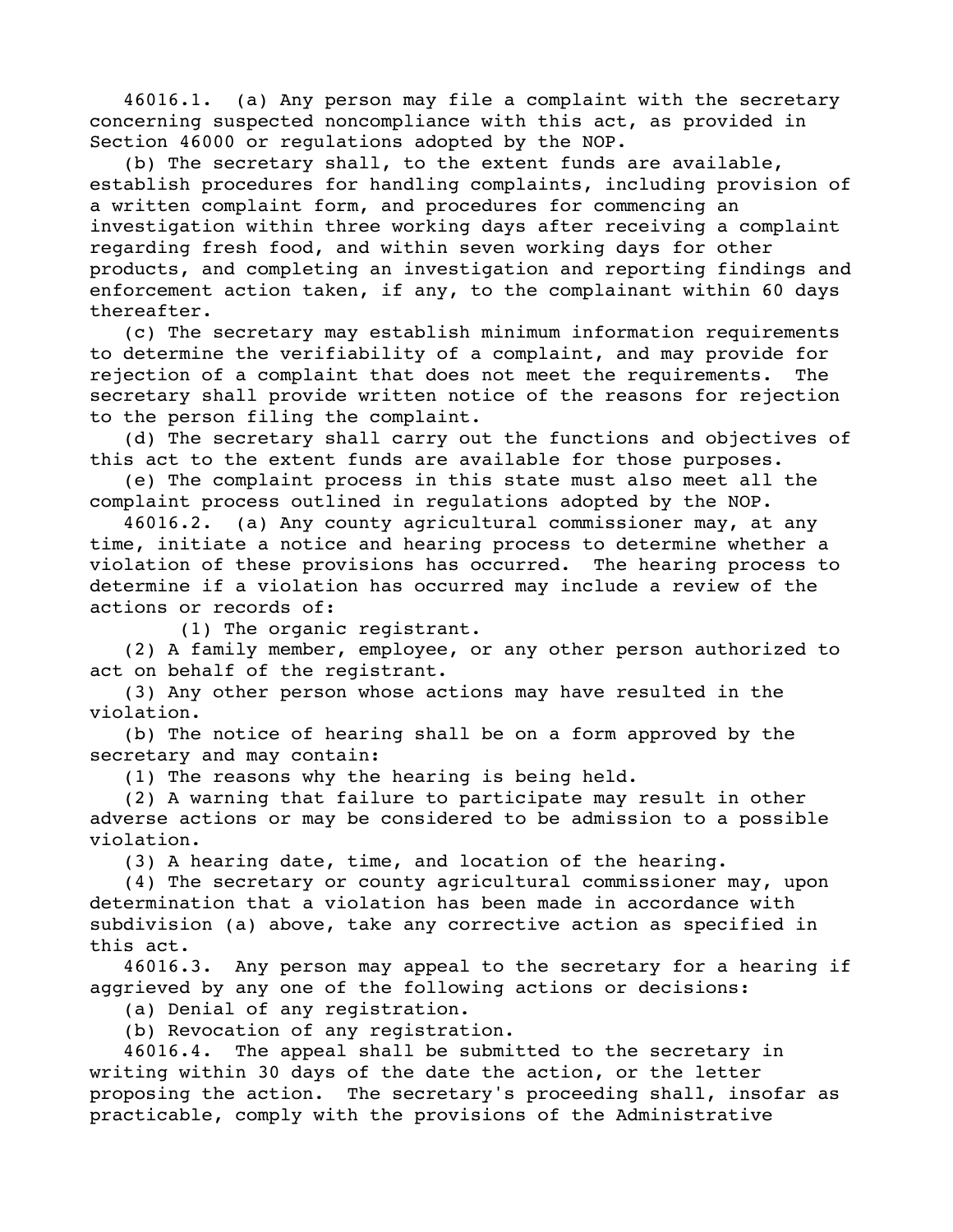46016.1. (a) Any person may file a complaint with the secretary concerning suspected noncompliance with this act, as provided in Section 46000 or regulations adopted by the NOP.

(b) The secretary shall, to the extent funds are available, establish procedures for handling complaints, including provision of a written complaint form, and procedures for commencing an investigation within three working days after receiving a complaint regarding fresh food, and within seven working days for other products, and completing an investigation and reporting findings and enforcement action taken, if any, to the complainant within 60 days thereafter.

(c) The secretary may establish minimum information requirements to determine the verifiability of a complaint, and may provide for rejection of a complaint that does not meet the requirements. The secretary shall provide written notice of the reasons for rejection to the person filing the complaint.

(d) The secretary shall carry out the functions and objectives of this act to the extent funds are available for those purposes.

(e) The complaint process in this state must also meet all the complaint process outlined in regulations adopted by the NOP.

46016.2. (a) Any county agricultural commissioner may, at any time, initiate a notice and hearing process to determine whether a violation of these provisions has occurred. The hearing process to determine if a violation has occurred may include a review of the actions or records of:

(1) The organic registrant.

(2) A family member, employee, or any other person authorized to act on behalf of the registrant.

(3) Any other person whose actions may have resulted in the violation.

(b) The notice of hearing shall be on a form approved by the secretary and may contain:

(1) The reasons why the hearing is being held.

(2) A warning that failure to participate may result in other adverse actions or may be considered to be admission to a possible violation.

(3) A hearing date, time, and location of the hearing.

(4) The secretary or county agricultural commissioner may, upon determination that a violation has been made in accordance with subdivision (a) above, take any corrective action as specified in this act.

46016.3. Any person may appeal to the secretary for a hearing if aggrieved by any one of the following actions or decisions:

(a) Denial of any registration.

(b) Revocation of any registration.

46016.4. The appeal shall be submitted to the secretary in writing within 30 days of the date the action, or the letter proposing the action. The secretary's proceeding shall, insofar as practicable, comply with the provisions of the Administrative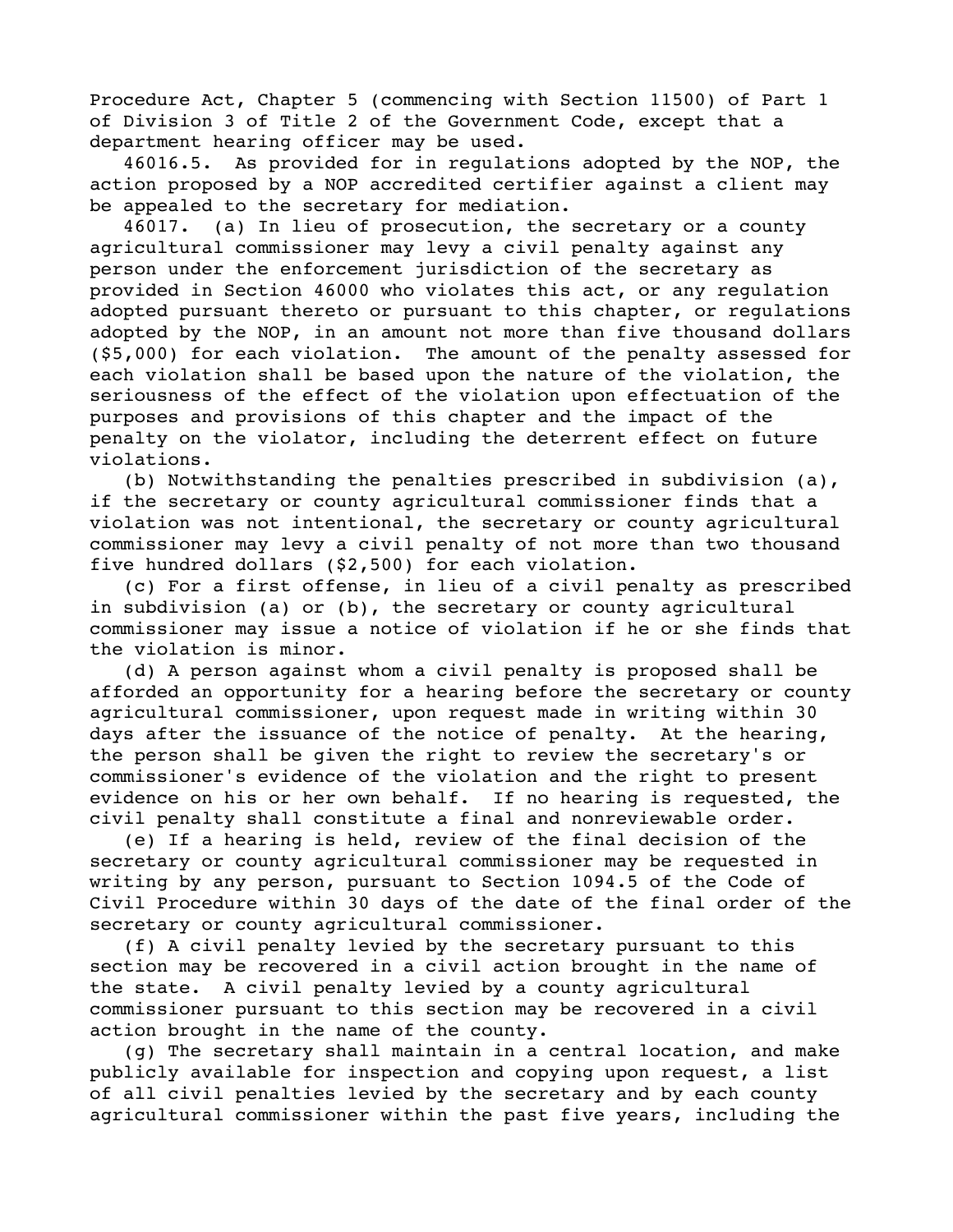Procedure Act, Chapter 5 (commencing with Section 11500) of Part 1 of Division 3 of Title 2 of the Government Code, except that a department hearing officer may be used.

46016.5. As provided for in regulations adopted by the NOP, the action proposed by a NOP accredited certifier against a client may be appealed to the secretary for mediation.

46017. (a) In lieu of prosecution, the secretary or a county agricultural commissioner may levy a civil penalty against any person under the enforcement jurisdiction of the secretary as provided in Section 46000 who violates this act, or any regulation adopted pursuant thereto or pursuant to this chapter, or regulations adopted by the NOP, in an amount not more than five thousand dollars ($5,000) for each violation. The amount of the penalty assessed for each violation shall be based upon the nature of the violation, the seriousness of the effect of the violation upon effectuation of the purposes and provisions of this chapter and the impact of the penalty on the violator, including the deterrent effect on future violations.

(b) Notwithstanding the penalties prescribed in subdivision (a), if the secretary or county agricultural commissioner finds that a violation was not intentional, the secretary or county agricultural commissioner may levy a civil penalty of not more than two thousand five hundred dollars ($2,500) for each violation.

(c) For a first offense, in lieu of a civil penalty as prescribed in subdivision (a) or (b), the secretary or county agricultural commissioner may issue a notice of violation if he or she finds that the violation is minor.

(d) A person against whom a civil penalty is proposed shall be afforded an opportunity for a hearing before the secretary or county agricultural commissioner, upon request made in writing within 30 days after the issuance of the notice of penalty. At the hearing, the person shall be given the right to review the secretary's or commissioner's evidence of the violation and the right to present evidence on his or her own behalf. If no hearing is requested, the civil penalty shall constitute a final and nonreviewable order.

(e) If a hearing is held, review of the final decision of the secretary or county agricultural commissioner may be requested in writing by any person, pursuant to Section 1094.5 of the Code of Civil Procedure within 30 days of the date of the final order of the secretary or county agricultural commissioner.

(f) A civil penalty levied by the secretary pursuant to this section may be recovered in a civil action brought in the name of the state. A civil penalty levied by a county agricultural commissioner pursuant to this section may be recovered in a civil action brought in the name of the county.

(g) The secretary shall maintain in a central location, and make publicly available for inspection and copying upon request, a list of all civil penalties levied by the secretary and by each county agricultural commissioner within the past five years, including the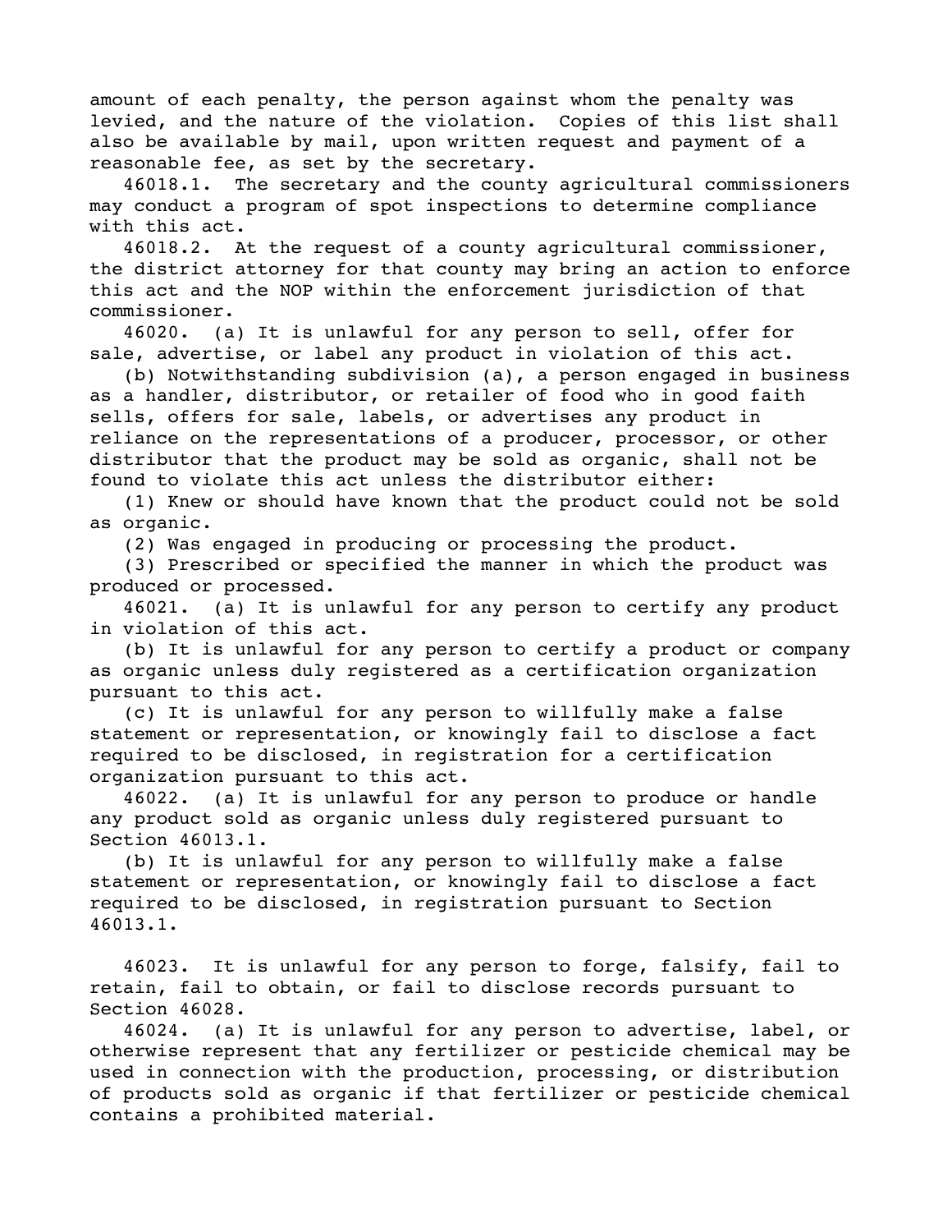amount of each penalty, the person against whom the penalty was levied, and the nature of the violation. Copies of this list shall also be available by mail, upon written request and payment of a reasonable fee, as set by the secretary.

46018.1. The secretary and the county agricultural commissioners may conduct a program of spot inspections to determine compliance with this act.

46018.2. At the request of a county agricultural commissioner, the district attorney for that county may bring an action to enforce this act and the NOP within the enforcement jurisdiction of that commissioner.

46020. (a) It is unlawful for any person to sell, offer for sale, advertise, or label any product in violation of this act.

(b) Notwithstanding subdivision (a), a person engaged in business as a handler, distributor, or retailer of food who in good faith sells, offers for sale, labels, or advertises any product in reliance on the representations of a producer, processor, or other distributor that the product may be sold as organic, shall not be found to violate this act unless the distributor either:

(1) Knew or should have known that the product could not be sold as organic.

(2) Was engaged in producing or processing the product.

(3) Prescribed or specified the manner in which the product was produced or processed.

46021. (a) It is unlawful for any person to certify any product in violation of this act.

(b) It is unlawful for any person to certify a product or company as organic unless duly registered as a certification organization pursuant to this act.

(c) It is unlawful for any person to willfully make a false statement or representation, or knowingly fail to disclose a fact required to be disclosed, in registration for a certification organization pursuant to this act.

46022. (a) It is unlawful for any person to produce or handle any product sold as organic unless duly registered pursuant to Section 46013.1.

(b) It is unlawful for any person to willfully make a false statement or representation, or knowingly fail to disclose a fact required to be disclosed, in registration pursuant to Section 46013.1.

46023. It is unlawful for any person to forge, falsify, fail to retain, fail to obtain, or fail to disclose records pursuant to Section 46028.

46024. (a) It is unlawful for any person to advertise, label, or otherwise represent that any fertilizer or pesticide chemical may be used in connection with the production, processing, or distribution of products sold as organic if that fertilizer or pesticide chemical contains a prohibited material.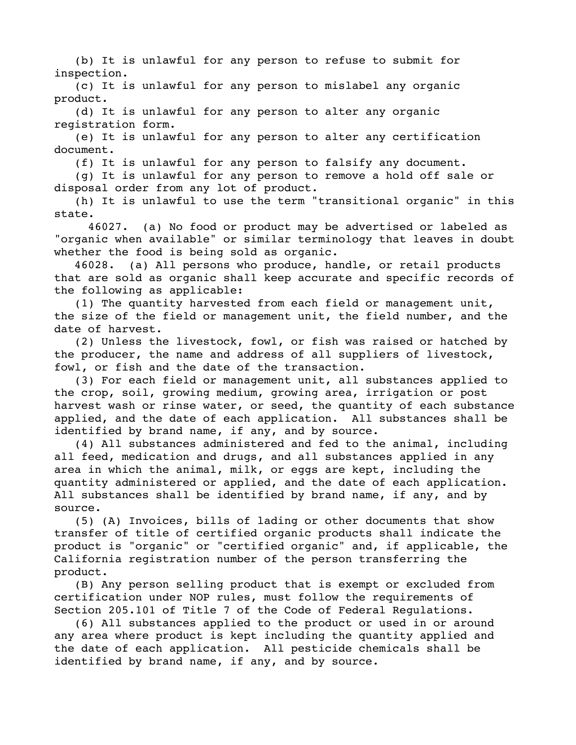(b) It is unlawful for any person to refuse to submit for inspection.

(c) It is unlawful for any person to mislabel any organic product.

(d) It is unlawful for any person to alter any organic registration form.

(e) It is unlawful for any person to alter any certification document.

(f) It is unlawful for any person to falsify any document.

(g) It is unlawful for any person to remove a hold off sale or disposal order from any lot of product.

(h) It is unlawful to use the term "transitional organic" in this state.

46027. (a) No food or product may be advertised or labeled as "organic when available" or similar terminology that leaves in doubt whether the food is being sold as organic.

46028. (a) All persons who produce, handle, or retail products that are sold as organic shall keep accurate and specific records of the following as applicable:

(1) The quantity harvested from each field or management unit, the size of the field or management unit, the field number, and the date of harvest.

(2) Unless the livestock, fowl, or fish was raised or hatched by the producer, the name and address of all suppliers of livestock, fowl, or fish and the date of the transaction.

(3) For each field or management unit, all substances applied to the crop, soil, growing medium, growing area, irrigation or post harvest wash or rinse water, or seed, the quantity of each substance applied, and the date of each application. All substances shall be identified by brand name, if any, and by source.

(4) All substances administered and fed to the animal, including all feed, medication and drugs, and all substances applied in any area in which the animal, milk, or eggs are kept, including the quantity administered or applied, and the date of each application. All substances shall be identified by brand name, if any, and by source.

(5) (A) Invoices, bills of lading or other documents that show transfer of title of certified organic products shall indicate the product is "organic" or "certified organic" and, if applicable, the California registration number of the person transferring the product.

(B) Any person selling product that is exempt or excluded from certification under NOP rules, must follow the requirements of Section 205.101 of Title 7 of the Code of Federal Regulations.

(6) All substances applied to the product or used in or around any area where product is kept including the quantity applied and the date of each application. All pesticide chemicals shall be identified by brand name, if any, and by source.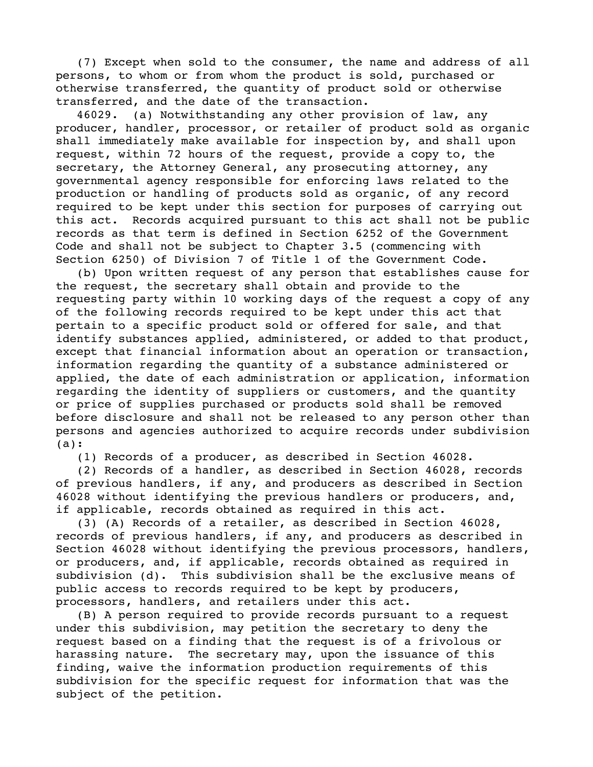(7) Except when sold to the consumer, the name and address of all persons, to whom or from whom the product is sold, purchased or otherwise transferred, the quantity of product sold or otherwise transferred, and the date of the transaction.

46029. (a) Notwithstanding any other provision of law, any producer, handler, processor, or retailer of product sold as organic shall immediately make available for inspection by, and shall upon request, within 72 hours of the request, provide a copy to, the secretary, the Attorney General, any prosecuting attorney, any governmental agency responsible for enforcing laws related to the production or handling of products sold as organic, of any record required to be kept under this section for purposes of carrying out this act. Records acquired pursuant to this act shall not be public records as that term is defined in Section 6252 of the Government Code and shall not be subject to Chapter 3.5 (commencing with Section 6250) of Division 7 of Title 1 of the Government Code.

(b) Upon written request of any person that establishes cause for the request, the secretary shall obtain and provide to the requesting party within 10 working days of the request a copy of any of the following records required to be kept under this act that pertain to a specific product sold or offered for sale, and that identify substances applied, administered, or added to that product, except that financial information about an operation or transaction, information regarding the quantity of a substance administered or applied, the date of each administration or application, information regarding the identity of suppliers or customers, and the quantity or price of supplies purchased or products sold shall be removed before disclosure and shall not be released to any person other than persons and agencies authorized to acquire records under subdivision (a):

(1) Records of a producer, as described in Section 46028.

(2) Records of a handler, as described in Section 46028, records of previous handlers, if any, and producers as described in Section 46028 without identifying the previous handlers or producers, and, if applicable, records obtained as required in this act.

(3) (A) Records of a retailer, as described in Section 46028, records of previous handlers, if any, and producers as described in Section 46028 without identifying the previous processors, handlers, or producers, and, if applicable, records obtained as required in subdivision (d). This subdivision shall be the exclusive means of public access to records required to be kept by producers, processors, handlers, and retailers under this act.

(B) A person required to provide records pursuant to a request under this subdivision, may petition the secretary to deny the request based on a finding that the request is of a frivolous or harassing nature. The secretary may, upon the issuance of this finding, waive the information production requirements of this subdivision for the specific request for information that was the subject of the petition.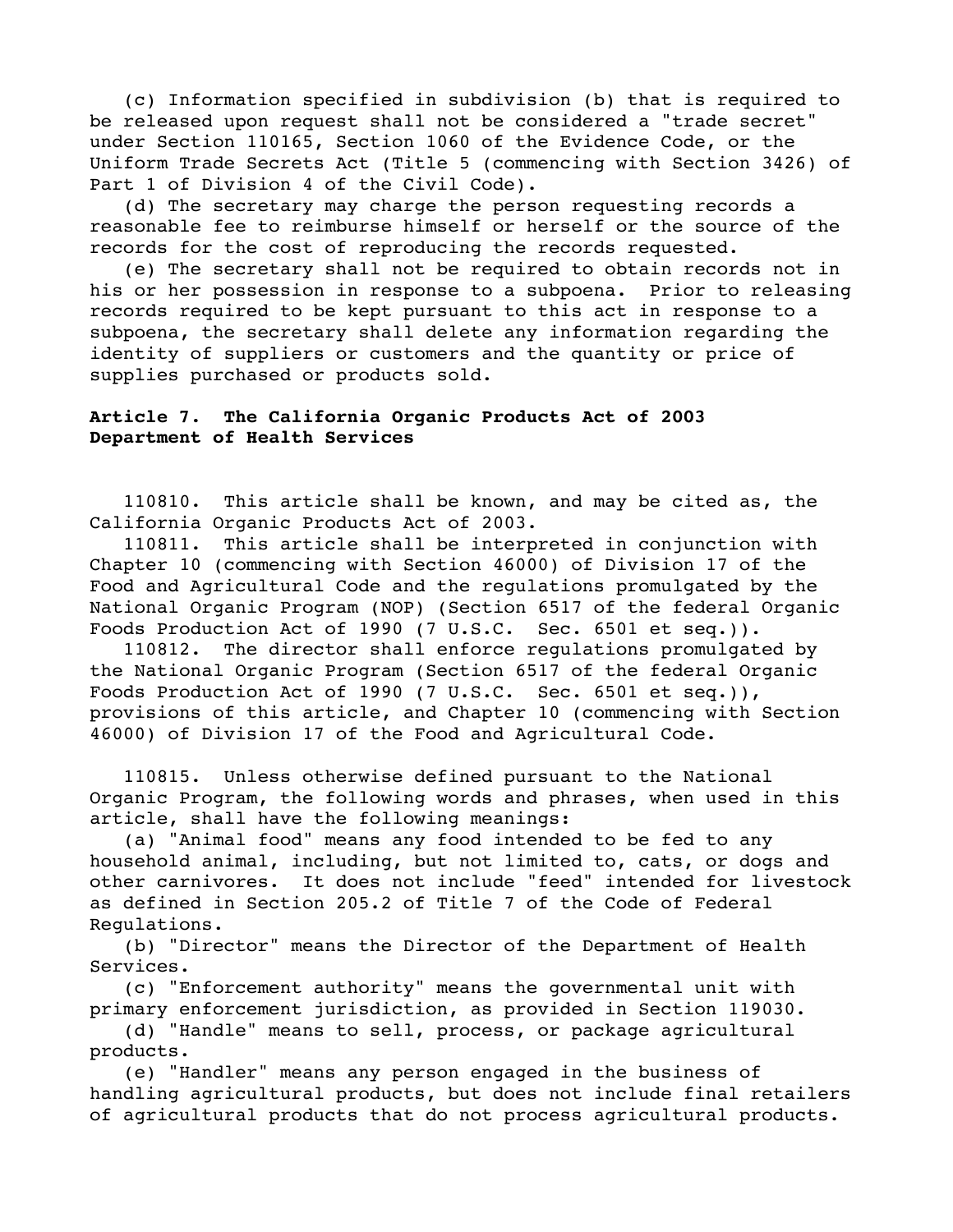(c) Information specified in subdivision (b) that is required to be released upon request shall not be considered a "trade secret" under Section 110165, Section 1060 of the Evidence Code, or the Uniform Trade Secrets Act (Title 5 (commencing with Section 3426) of Part 1 of Division 4 of the Civil Code).

(d) The secretary may charge the person requesting records a reasonable fee to reimburse himself or herself or the source of the records for the cost of reproducing the records requested.

(e) The secretary shall not be required to obtain records not in his or her possession in response to a subpoena. Prior to releasing records required to be kept pursuant to this act in response to a subpoena, the secretary shall delete any information regarding the identity of suppliers or customers and the quantity or price of supplies purchased or products sold.

**Article 7. The California Organic Products Act of 2003**
**Department of Health Services**

110810. This article shall be known, and may be cited as, the California Organic Products Act of 2003.

110811. This article shall be interpreted in conjunction with Chapter 10 (commencing with Section 46000) of Division 17 of the Food and Agricultural Code and the regulations promulgated by the National Organic Program (NOP) (Section 6517 of the federal Organic Foods Production Act of 1990 (7 U.S.C. Sec. 6501 et seq.)).

110812. The director shall enforce regulations promulgated by the National Organic Program (Section 6517 of the federal Organic Foods Production Act of 1990 (7 U.S.C. Sec. 6501 et seq.)), provisions of this article, and Chapter 10 (commencing with Section 46000) of Division 17 of the Food and Agricultural Code.

110815. Unless otherwise defined pursuant to the National Organic Program, the following words and phrases, when used in this article, shall have the following meanings:

(a) "Animal food" means any food intended to be fed to any household animal, including, but not limited to, cats, or dogs and other carnivores. It does not include "feed" intended for livestock as defined in Section 205.2 of Title 7 of the Code of Federal Regulations.

(b) "Director" means the Director of the Department of Health Services.

(c) "Enforcement authority" means the governmental unit with primary enforcement jurisdiction, as provided in Section 119030.

(d) "Handle" means to sell, process, or package agricultural products.

(e) "Handler" means any person engaged in the business of handling agricultural products, but does not include final retailers of agricultural products that do not process agricultural products.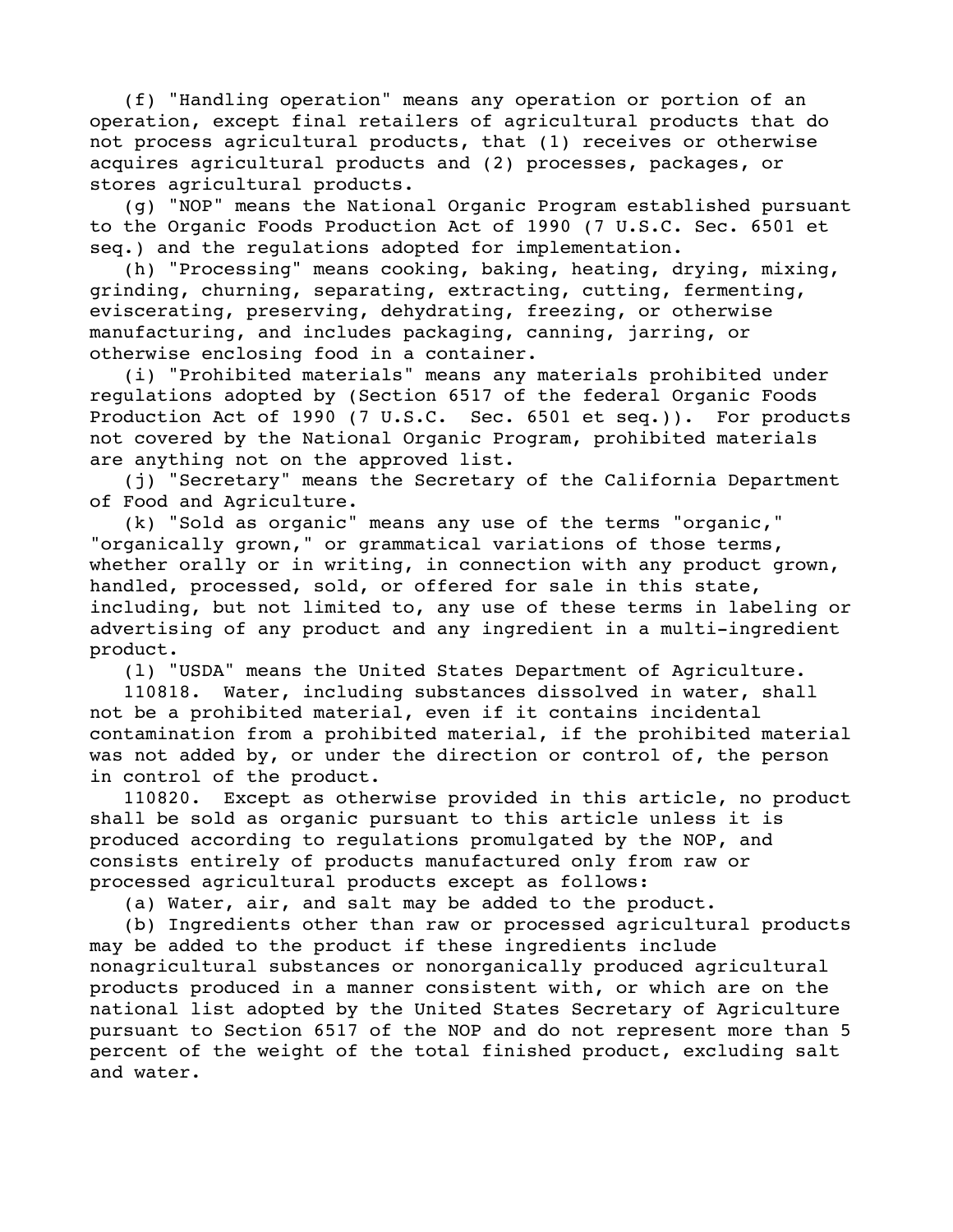(f) "Handling operation" means any operation or portion of an operation, except final retailers of agricultural products that do not process agricultural products, that (1) receives or otherwise acquires agricultural products and (2) processes, packages, or stores agricultural products.

(g) "NOP" means the National Organic Program established pursuant to the Organic Foods Production Act of 1990 (7 U.S.C. Sec. 6501 et seq.) and the regulations adopted for implementation.

(h) "Processing" means cooking, baking, heating, drying, mixing, grinding, churning, separating, extracting, cutting, fermenting, eviscerating, preserving, dehydrating, freezing, or otherwise manufacturing, and includes packaging, canning, jarring, or otherwise enclosing food in a container.

(i) "Prohibited materials" means any materials prohibited under regulations adopted by (Section 6517 of the federal Organic Foods Production Act of 1990 (7 U.S.C. Sec. 6501 et seq.)). For products not covered by the National Organic Program, prohibited materials are anything not on the approved list.

(j) "Secretary" means the Secretary of the California Department of Food and Agriculture.

(k) "Sold as organic" means any use of the terms "organic," "organically grown," or grammatical variations of those terms, whether orally or in writing, in connection with any product grown, handled, processed, sold, or offered for sale in this state, including, but not limited to, any use of these terms in labeling or advertising of any product and any ingredient in a multi-ingredient product.

(l) "USDA" means the United States Department of Agriculture.

110818. Water, including substances dissolved in water, shall not be a prohibited material, even if it contains incidental contamination from a prohibited material, if the prohibited material was not added by, or under the direction or control of, the person in control of the product.

110820. Except as otherwise provided in this article, no product shall be sold as organic pursuant to this article unless it is produced according to regulations promulgated by the NOP, and consists entirely of products manufactured only from raw or processed agricultural products except as follows:

(a) Water, air, and salt may be added to the product.

(b) Ingredients other than raw or processed agricultural products may be added to the product if these ingredients include nonagricultural substances or nonorganically produced agricultural products produced in a manner consistent with, or which are on the national list adopted by the United States Secretary of Agriculture pursuant to Section 6517 of the NOP and do not represent more than 5 percent of the weight of the total finished product, excluding salt and water.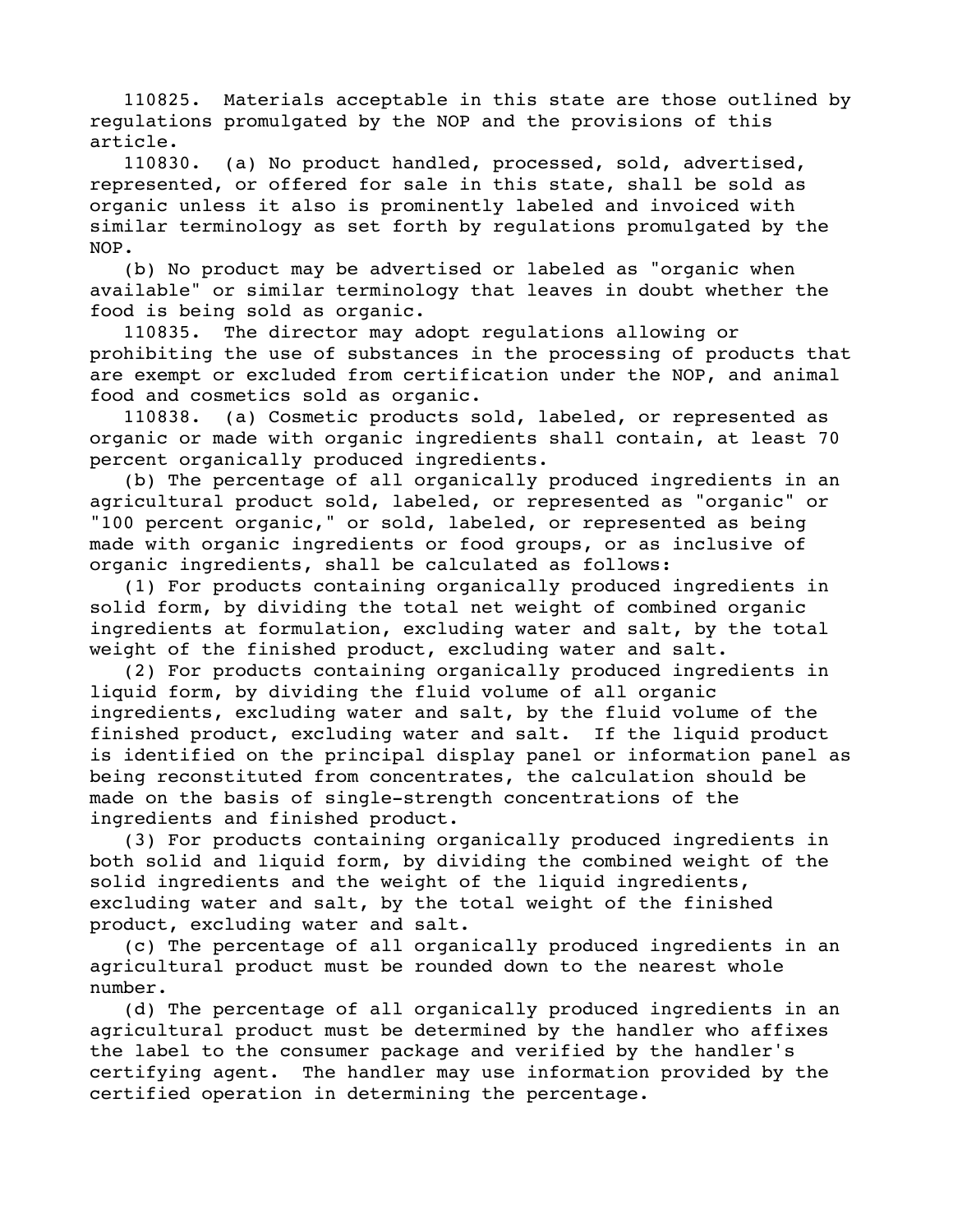110825. Materials acceptable in this state are those outlined by regulations promulgated by the NOP and the provisions of this article.

110830. (a) No product handled, processed, sold, advertised, represented, or offered for sale in this state, shall be sold as organic unless it also is prominently labeled and invoiced with similar terminology as set forth by regulations promulgated by the NOP.

(b) No product may be advertised or labeled as "organic when available" or similar terminology that leaves in doubt whether the food is being sold as organic.

110835. The director may adopt regulations allowing or prohibiting the use of substances in the processing of products that are exempt or excluded from certification under the NOP, and animal food and cosmetics sold as organic.

110838. (a) Cosmetic products sold, labeled, or represented as organic or made with organic ingredients shall contain, at least 70 percent organically produced ingredients.

(b) The percentage of all organically produced ingredients in an agricultural product sold, labeled, or represented as "organic" or "100 percent organic," or sold, labeled, or represented as being made with organic ingredients or food groups, or as inclusive of organic ingredients, shall be calculated as follows:

(1) For products containing organically produced ingredients in solid form, by dividing the total net weight of combined organic ingredients at formulation, excluding water and salt, by the total weight of the finished product, excluding water and salt.

(2) For products containing organically produced ingredients in liquid form, by dividing the fluid volume of all organic ingredients, excluding water and salt, by the fluid volume of the finished product, excluding water and salt. If the liquid product is identified on the principal display panel or information panel as being reconstituted from concentrates, the calculation should be made on the basis of single-strength concentrations of the ingredients and finished product.

(3) For products containing organically produced ingredients in both solid and liquid form, by dividing the combined weight of the solid ingredients and the weight of the liquid ingredients, excluding water and salt, by the total weight of the finished product, excluding water and salt.

(c) The percentage of all organically produced ingredients in an agricultural product must be rounded down to the nearest whole number.

(d) The percentage of all organically produced ingredients in an agricultural product must be determined by the handler who affixes the label to the consumer package and verified by the handler's certifying agent. The handler may use information provided by the certified operation in determining the percentage.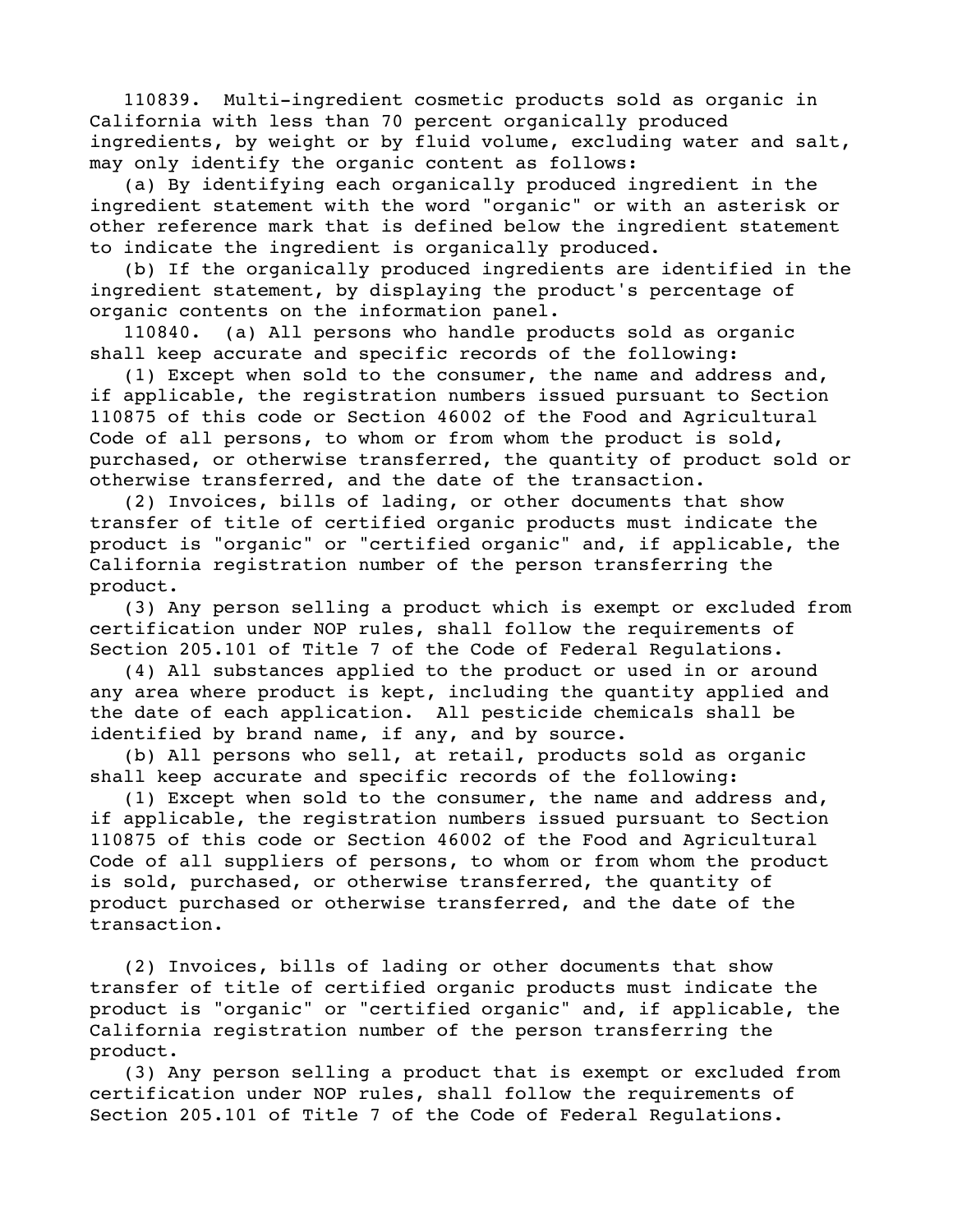110839. Multi-ingredient cosmetic products sold as organic in California with less than 70 percent organically produced ingredients, by weight or by fluid volume, excluding water and salt, may only identify the organic content as follows:

(a) By identifying each organically produced ingredient in the ingredient statement with the word "organic" or with an asterisk or other reference mark that is defined below the ingredient statement to indicate the ingredient is organically produced.

(b) If the organically produced ingredients are identified in the ingredient statement, by displaying the product's percentage of organic contents on the information panel.

110840. (a) All persons who handle products sold as organic shall keep accurate and specific records of the following:

(1) Except when sold to the consumer, the name and address and, if applicable, the registration numbers issued pursuant to Section 110875 of this code or Section 46002 of the Food and Agricultural Code of all persons, to whom or from whom the product is sold, purchased, or otherwise transferred, the quantity of product sold or otherwise transferred, and the date of the transaction.

(2) Invoices, bills of lading, or other documents that show transfer of title of certified organic products must indicate the product is "organic" or "certified organic" and, if applicable, the California registration number of the person transferring the product.

(3) Any person selling a product which is exempt or excluded from certification under NOP rules, shall follow the requirements of Section 205.101 of Title 7 of the Code of Federal Regulations.

(4) All substances applied to the product or used in or around any area where product is kept, including the quantity applied and the date of each application. All pesticide chemicals shall be identified by brand name, if any, and by source.

(b) All persons who sell, at retail, products sold as organic shall keep accurate and specific records of the following:

(1) Except when sold to the consumer, the name and address and, if applicable, the registration numbers issued pursuant to Section 110875 of this code or Section 46002 of the Food and Agricultural Code of all suppliers of persons, to whom or from whom the product is sold, purchased, or otherwise transferred, the quantity of product purchased or otherwise transferred, and the date of the transaction.

(2) Invoices, bills of lading or other documents that show transfer of title of certified organic products must indicate the product is "organic" or "certified organic" and, if applicable, the California registration number of the person transferring the product.

(3) Any person selling a product that is exempt or excluded from certification under NOP rules, shall follow the requirements of Section 205.101 of Title 7 of the Code of Federal Regulations.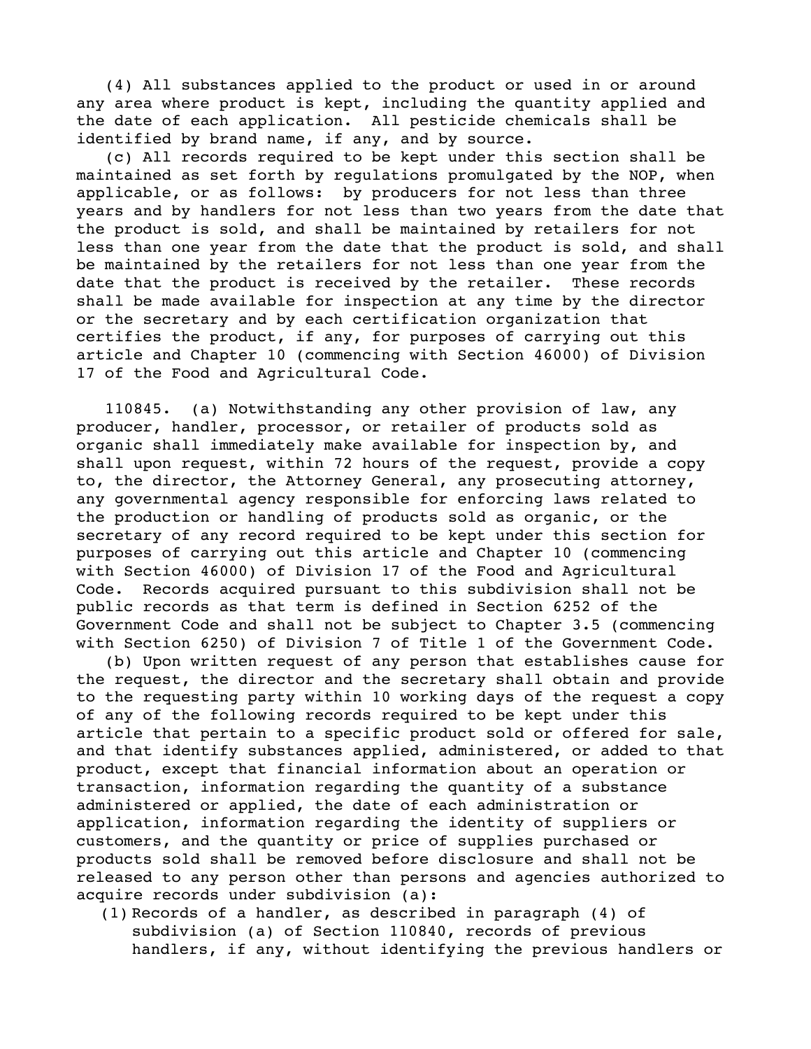(4) All substances applied to the product or used in or around any area where product is kept, including the quantity applied and the date of each application. All pesticide chemicals shall be identified by brand name, if any, and by source.

(c) All records required to be kept under this section shall be maintained as set forth by regulations promulgated by the NOP, when applicable, or as follows: by producers for not less than three years and by handlers for not less than two years from the date that the product is sold, and shall be maintained by retailers for not less than one year from the date that the product is sold, and shall be maintained by the retailers for not less than one year from the date that the product is received by the retailer. These records shall be made available for inspection at any time by the director or the secretary and by each certification organization that certifies the product, if any, for purposes of carrying out this article and Chapter 10 (commencing with Section 46000) of Division 17 of the Food and Agricultural Code.

110845. (a) Notwithstanding any other provision of law, any producer, handler, processor, or retailer of products sold as organic shall immediately make available for inspection by, and shall upon request, within 72 hours of the request, provide a copy to, the director, the Attorney General, any prosecuting attorney, any governmental agency responsible for enforcing laws related to the production or handling of products sold as organic, or the secretary of any record required to be kept under this section for purposes of carrying out this article and Chapter 10 (commencing with Section 46000) of Division 17 of the Food and Agricultural Code. Records acquired pursuant to this subdivision shall not be public records as that term is defined in Section 6252 of the Government Code and shall not be subject to Chapter 3.5 (commencing with Section 6250) of Division 7 of Title 1 of the Government Code.

(b) Upon written request of any person that establishes cause for the request, the director and the secretary shall obtain and provide to the requesting party within 10 working days of the request a copy of any of the following records required to be kept under this article that pertain to a specific product sold or offered for sale, and that identify substances applied, administered, or added to that product, except that financial information about an operation or transaction, information regarding the quantity of a substance administered or applied, the date of each administration or application, information regarding the identity of suppliers or customers, and the quantity or price of supplies purchased or products sold shall be removed before disclosure and shall not be released to any person other than persons and agencies authorized to acquire records under subdivision (a):

(1) Records of a handler, as described in paragraph (4) of subdivision (a) of Section 110840, records of previous handlers, if any, without identifying the previous handlers or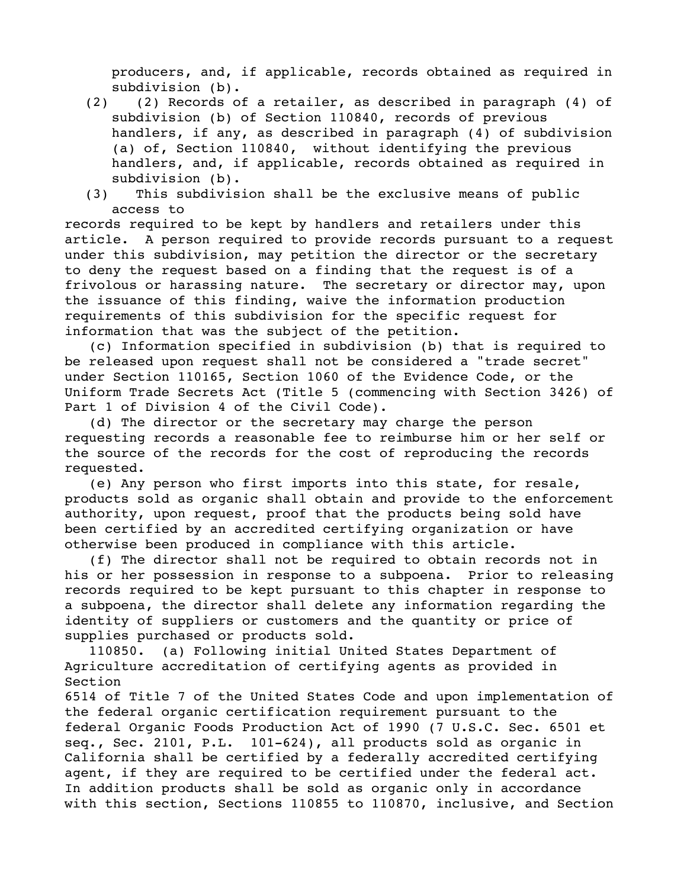producers, and, if applicable, records obtained as required in subdivision (b).

(2) (2) Records of a retailer, as described in paragraph (4) of subdivision (b) of Section 110840, records of previous handlers, if any, as described in paragraph (4) of subdivision (a) of, Section 110840, without identifying the previous handlers, and, if applicable, records obtained as required in subdivision (b).

(3) This subdivision shall be the exclusive means of public access to records required to be kept by handlers and retailers under this article. A person required to provide records pursuant to a request under this subdivision, may petition the director or the secretary to deny the request based on a finding that the request is of a frivolous or harassing nature. The secretary or director may, upon the issuance of this finding, waive the information production requirements of this subdivision for the specific request for information that was the subject of the petition.

(c) Information specified in subdivision (b) that is required to be released upon request shall not be considered a "trade secret" under Section 110165, Section 1060 of the Evidence Code, or the Uniform Trade Secrets Act (Title 5 (commencing with Section 3426) of Part 1 of Division 4 of the Civil Code).

(d) The director or the secretary may charge the person requesting records a reasonable fee to reimburse him or her self or the source of the records for the cost of reproducing the records requested.

(e) Any person who first imports into this state, for resale, products sold as organic shall obtain and provide to the enforcement authority, upon request, proof that the products being sold have been certified by an accredited certifying organization or have otherwise been produced in compliance with this article.

(f) The director shall not be required to obtain records not in his or her possession in response to a subpoena. Prior to releasing records required to be kept pursuant to this chapter in response to a subpoena, the director shall delete any information regarding the identity of suppliers or customers and the quantity or price of supplies purchased or products sold.

110850. (a) Following initial United States Department of Agriculture accreditation of certifying agents as provided in Section 6514 of Title 7 of the United States Code and upon implementation of the federal organic certification requirement pursuant to the federal Organic Foods Production Act of 1990 (7 U.S.C. Sec. 6501 et seq., Sec. 2101, P.L. 101-624), all products sold as organic in California shall be certified by a federally accredited certifying agent, if they are required to be certified under the federal act. In addition products shall be sold as organic only in accordance with this section, Sections 110855 to 110870, inclusive, and Section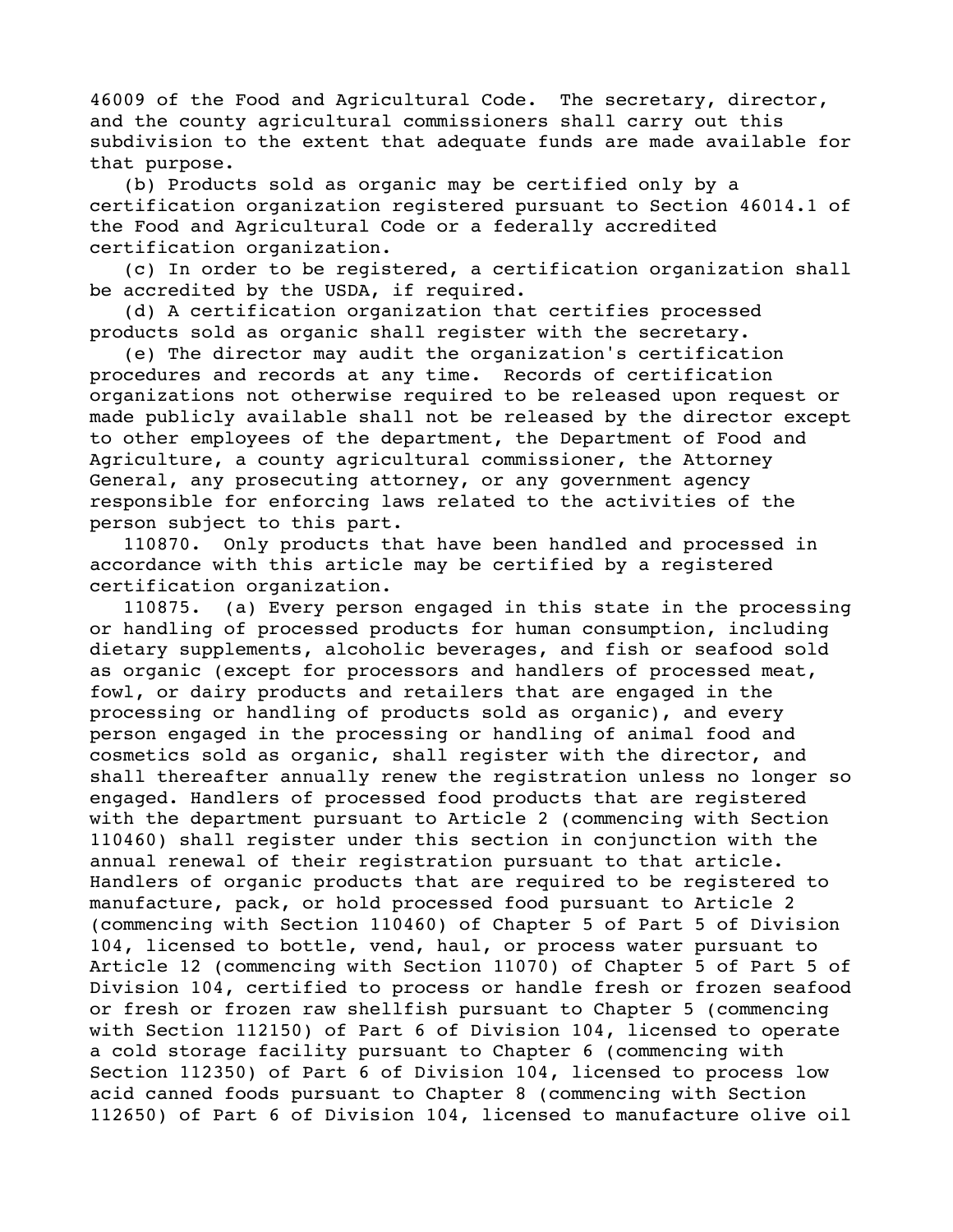46009 of the Food and Agricultural Code. The secretary, director, and the county agricultural commissioners shall carry out this subdivision to the extent that adequate funds are made available for that purpose.

(b) Products sold as organic may be certified only by a certification organization registered pursuant to Section 46014.1 of the Food and Agricultural Code or a federally accredited certification organization.

(c) In order to be registered, a certification organization shall be accredited by the USDA, if required.

(d) A certification organization that certifies processed products sold as organic shall register with the secretary.

(e) The director may audit the organization's certification procedures and records at any time. Records of certification organizations not otherwise required to be released upon request or made publicly available shall not be released by the director except to other employees of the department, the Department of Food and Agriculture, a county agricultural commissioner, the Attorney General, any prosecuting attorney, or any government agency responsible for enforcing laws related to the activities of the person subject to this part.

110870. Only products that have been handled and processed in accordance with this article may be certified by a registered certification organization.

110875. (a) Every person engaged in this state in the processing or handling of processed products for human consumption, including dietary supplements, alcoholic beverages, and fish or seafood sold as organic (except for processors and handlers of processed meat, fowl, or dairy products and retailers that are engaged in the processing or handling of products sold as organic), and every person engaged in the processing or handling of animal food and cosmetics sold as organic, shall register with the director, and shall thereafter annually renew the registration unless no longer so engaged. Handlers of processed food products that are registered with the department pursuant to Article 2 (commencing with Section 110460) shall register under this section in conjunction with the annual renewal of their registration pursuant to that article. Handlers of organic products that are required to be registered to manufacture, pack, or hold processed food pursuant to Article 2 (commencing with Section 110460) of Chapter 5 of Part 5 of Division 104, licensed to bottle, vend, haul, or process water pursuant to Article 12 (commencing with Section 11070) of Chapter 5 of Part 5 of Division 104, certified to process or handle fresh or frozen seafood or fresh or frozen raw shellfish pursuant to Chapter 5 (commencing with Section 112150) of Part 6 of Division 104, licensed to operate a cold storage facility pursuant to Chapter 6 (commencing with Section 112350) of Part 6 of Division 104, licensed to process low acid canned foods pursuant to Chapter 8 (commencing with Section 112650) of Part 6 of Division 104, licensed to manufacture olive oil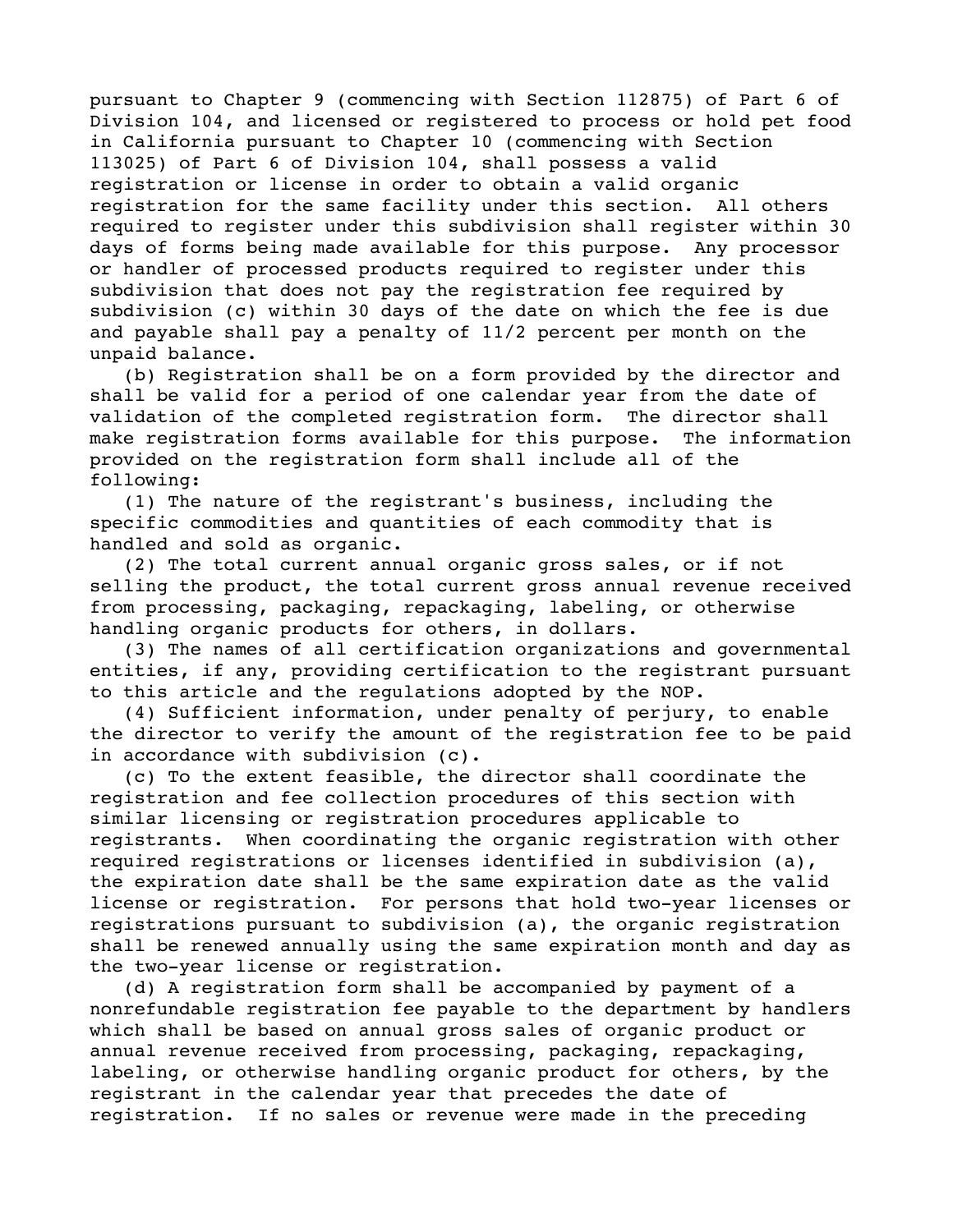pursuant to Chapter 9 (commencing with Section 112875) of Part 6 of Division 104, and licensed or registered to process or hold pet food in California pursuant to Chapter 10 (commencing with Section 113025) of Part 6 of Division 104, shall possess a valid registration or license in order to obtain a valid organic registration for the same facility under this section. All others required to register under this subdivision shall register within 30 days of forms being made available for this purpose. Any processor or handler of processed products required to register under this subdivision that does not pay the registration fee required by subdivision (c) within 30 days of the date on which the fee is due and payable shall pay a penalty of 11/2 percent per month on the unpaid balance.

(b) Registration shall be on a form provided by the director and shall be valid for a period of one calendar year from the date of validation of the completed registration form. The director shall make registration forms available for this purpose. The information provided on the registration form shall include all of the following:

(1) The nature of the registrant's business, including the specific commodities and quantities of each commodity that is handled and sold as organic.

(2) The total current annual organic gross sales, or if not selling the product, the total current gross annual revenue received from processing, packaging, repackaging, labeling, or otherwise handling organic products for others, in dollars.

(3) The names of all certification organizations and governmental entities, if any, providing certification to the registrant pursuant to this article and the regulations adopted by the NOP.

(4) Sufficient information, under penalty of perjury, to enable the director to verify the amount of the registration fee to be paid in accordance with subdivision (c).

(c) To the extent feasible, the director shall coordinate the registration and fee collection procedures of this section with similar licensing or registration procedures applicable to registrants. When coordinating the organic registration with other required registrations or licenses identified in subdivision (a), the expiration date shall be the same expiration date as the valid license or registration. For persons that hold two-year licenses or registrations pursuant to subdivision (a), the organic registration shall be renewed annually using the same expiration month and day as the two-year license or registration.

(d) A registration form shall be accompanied by payment of a nonrefundable registration fee payable to the department by handlers which shall be based on annual gross sales of organic product or annual revenue received from processing, packaging, repackaging, labeling, or otherwise handling organic product for others, by the registrant in the calendar year that precedes the date of registration. If no sales or revenue were made in the preceding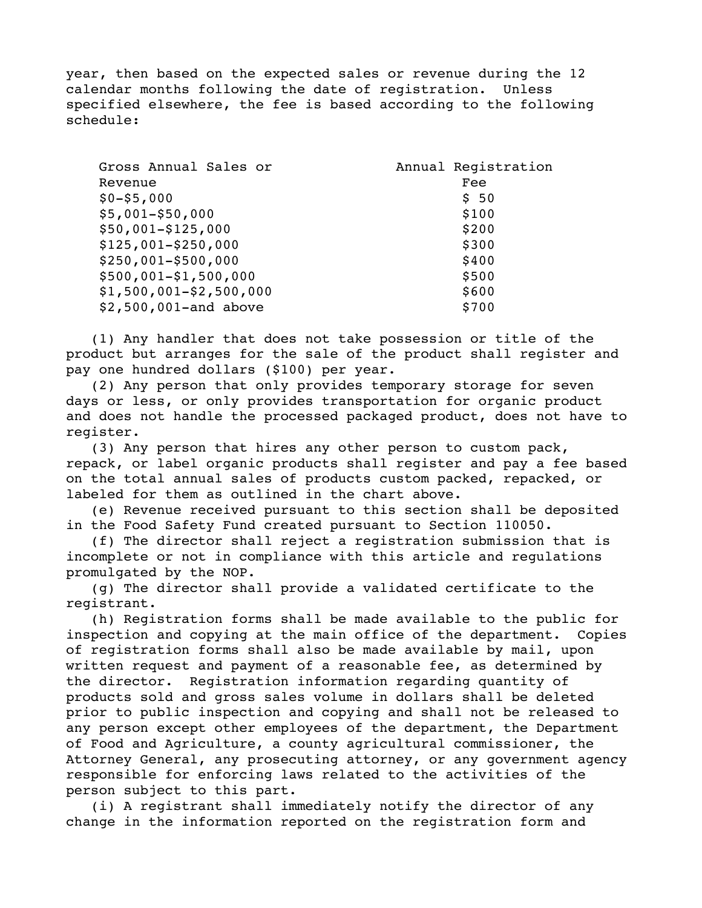year, then based on the expected sales or revenue during the 12 calendar months following the date of registration. Unless specified elsewhere, the fee is based according to the following schedule:

| Gross Annual Sales or Revenue | Annual Registration Fee |
|---|---|
| $0-$5,000 | $ 50 |
| $5,001-$50,000 | $100 |
| $50,001-$125,000 | $200 |
| $125,001-$250,000 | $300 |
| $250,001-$500,000 | $400 |
| $500,001-$1,500,000 | $500 |
| $1,500,001-$2,500,000 | $600 |
| $2,500,001-and above | $700 |

(1) Any handler that does not take possession or title of the product but arranges for the sale of the product shall register and pay one hundred dollars ($100) per year.

(2) Any person that only provides temporary storage for seven days or less, or only provides transportation for organic product and does not handle the processed packaged product, does not have to register.

(3) Any person that hires any other person to custom pack, repack, or label organic products shall register and pay a fee based on the total annual sales of products custom packed, repacked, or labeled for them as outlined in the chart above.

(e) Revenue received pursuant to this section shall be deposited in the Food Safety Fund created pursuant to Section 110050.

(f) The director shall reject a registration submission that is incomplete or not in compliance with this article and regulations promulgated by the NOP.

(g) The director shall provide a validated certificate to the registrant.

(h) Registration forms shall be made available to the public for inspection and copying at the main office of the department. Copies of registration forms shall also be made available by mail, upon written request and payment of a reasonable fee, as determined by the director. Registration information regarding quantity of products sold and gross sales volume in dollars shall be deleted prior to public inspection and copying and shall not be released to any person except other employees of the department, the Department of Food and Agriculture, a county agricultural commissioner, the Attorney General, any prosecuting attorney, or any government agency responsible for enforcing laws related to the activities of the person subject to this part.

(i) A registrant shall immediately notify the director of any change in the information reported on the registration form and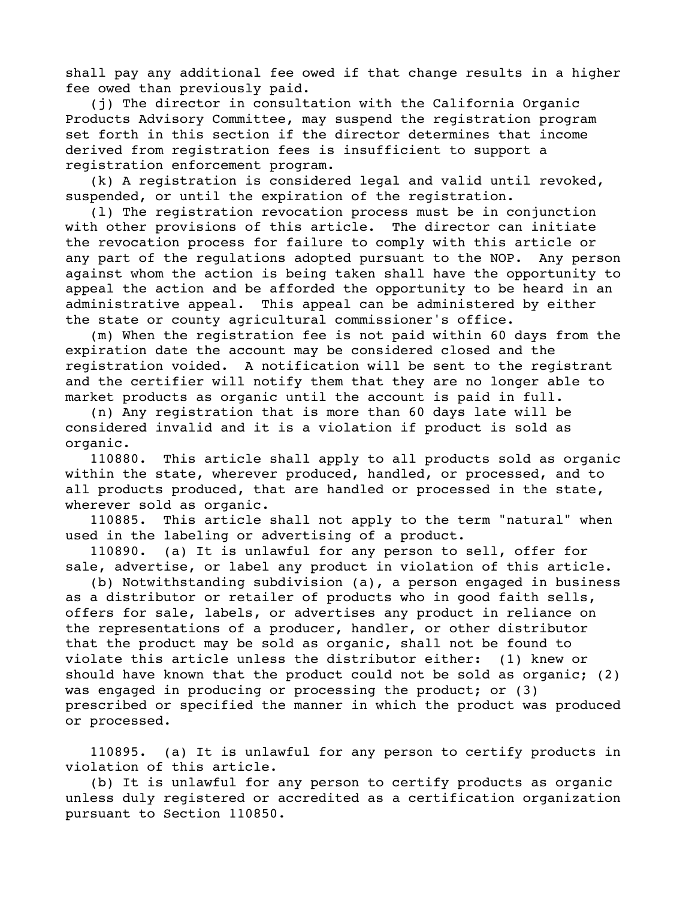shall pay any additional fee owed if that change results in a higher fee owed than previously paid.

(j) The director in consultation with the California Organic Products Advisory Committee, may suspend the registration program set forth in this section if the director determines that income derived from registration fees is insufficient to support a registration enforcement program.

(k) A registration is considered legal and valid until revoked, suspended, or until the expiration of the registration.

(l) The registration revocation process must be in conjunction with other provisions of this article. The director can initiate the revocation process for failure to comply with this article or any part of the regulations adopted pursuant to the NOP. Any person against whom the action is being taken shall have the opportunity to appeal the action and be afforded the opportunity to be heard in an administrative appeal. This appeal can be administered by either the state or county agricultural commissioner's office.

(m) When the registration fee is not paid within 60 days from the expiration date the account may be considered closed and the registration voided. A notification will be sent to the registrant and the certifier will notify them that they are no longer able to market products as organic until the account is paid in full.

(n) Any registration that is more than 60 days late will be considered invalid and it is a violation if product is sold as organic.

110880. This article shall apply to all products sold as organic within the state, wherever produced, handled, or processed, and to all products produced, that are handled or processed in the state, wherever sold as organic.

110885. This article shall not apply to the term "natural" when used in the labeling or advertising of a product.

110890. (a) It is unlawful for any person to sell, offer for sale, advertise, or label any product in violation of this article.

(b) Notwithstanding subdivision (a), a person engaged in business as a distributor or retailer of products who in good faith sells, offers for sale, labels, or advertises any product in reliance on the representations of a producer, handler, or other distributor that the product may be sold as organic, shall not be found to violate this article unless the distributor either: (1) knew or should have known that the product could not be sold as organic; (2) was engaged in producing or processing the product; or (3) prescribed or specified the manner in which the product was produced or processed.

110895. (a) It is unlawful for any person to certify products in violation of this article.

(b) It is unlawful for any person to certify products as organic unless duly registered or accredited as a certification organization pursuant to Section 110850.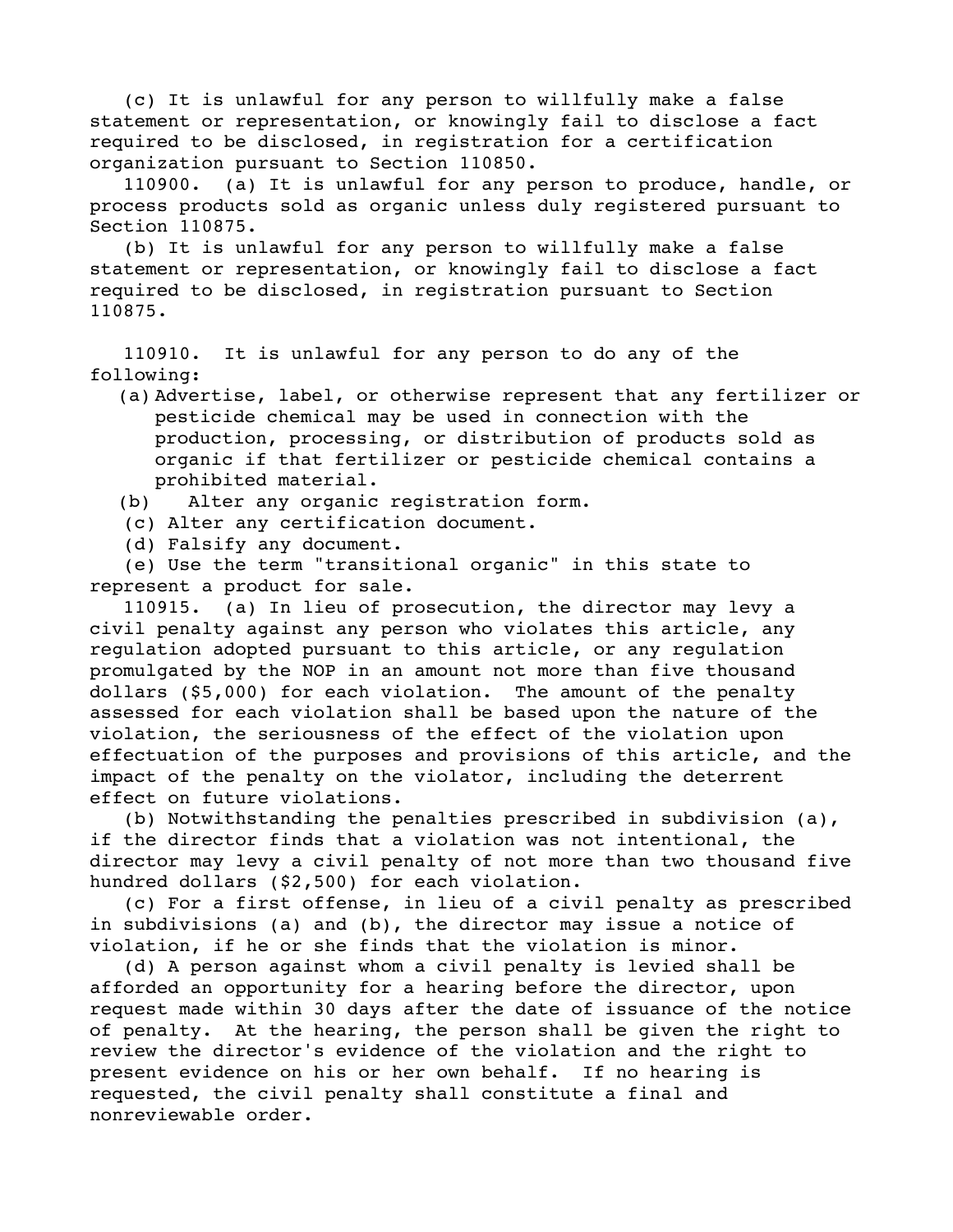(c) It is unlawful for any person to willfully make a false statement or representation, or knowingly fail to disclose a fact required to be disclosed, in registration for a certification organization pursuant to Section 110850.

110900. (a) It is unlawful for any person to produce, handle, or process products sold as organic unless duly registered pursuant to Section 110875.

(b) It is unlawful for any person to willfully make a false statement or representation, or knowingly fail to disclose a fact required to be disclosed, in registration pursuant to Section 110875.

110910. It is unlawful for any person to do any of the following:

(a) Advertise, label, or otherwise represent that any fertilizer or pesticide chemical may be used in connection with the production, processing, or distribution of products sold as organic if that fertilizer or pesticide chemical contains a prohibited material.

(b) Alter any organic registration form.

(c) Alter any certification document.

(d) Falsify any document.

(e) Use the term "transitional organic" in this state to represent a product for sale.

110915. (a) In lieu of prosecution, the director may levy a civil penalty against any person who violates this article, any regulation adopted pursuant to this article, or any regulation promulgated by the NOP in an amount not more than five thousand dollars ($5,000) for each violation. The amount of the penalty assessed for each violation shall be based upon the nature of the violation, the seriousness of the effect of the violation upon effectuation of the purposes and provisions of this article, and the impact of the penalty on the violator, including the deterrent effect on future violations.

(b) Notwithstanding the penalties prescribed in subdivision (a), if the director finds that a violation was not intentional, the director may levy a civil penalty of not more than two thousand five hundred dollars ($2,500) for each violation.

(c) For a first offense, in lieu of a civil penalty as prescribed in subdivisions (a) and (b), the director may issue a notice of violation, if he or she finds that the violation is minor.

(d) A person against whom a civil penalty is levied shall be afforded an opportunity for a hearing before the director, upon request made within 30 days after the date of issuance of the notice of penalty. At the hearing, the person shall be given the right to review the director's evidence of the violation and the right to present evidence on his or her own behalf. If no hearing is requested, the civil penalty shall constitute a final and nonreviewable order.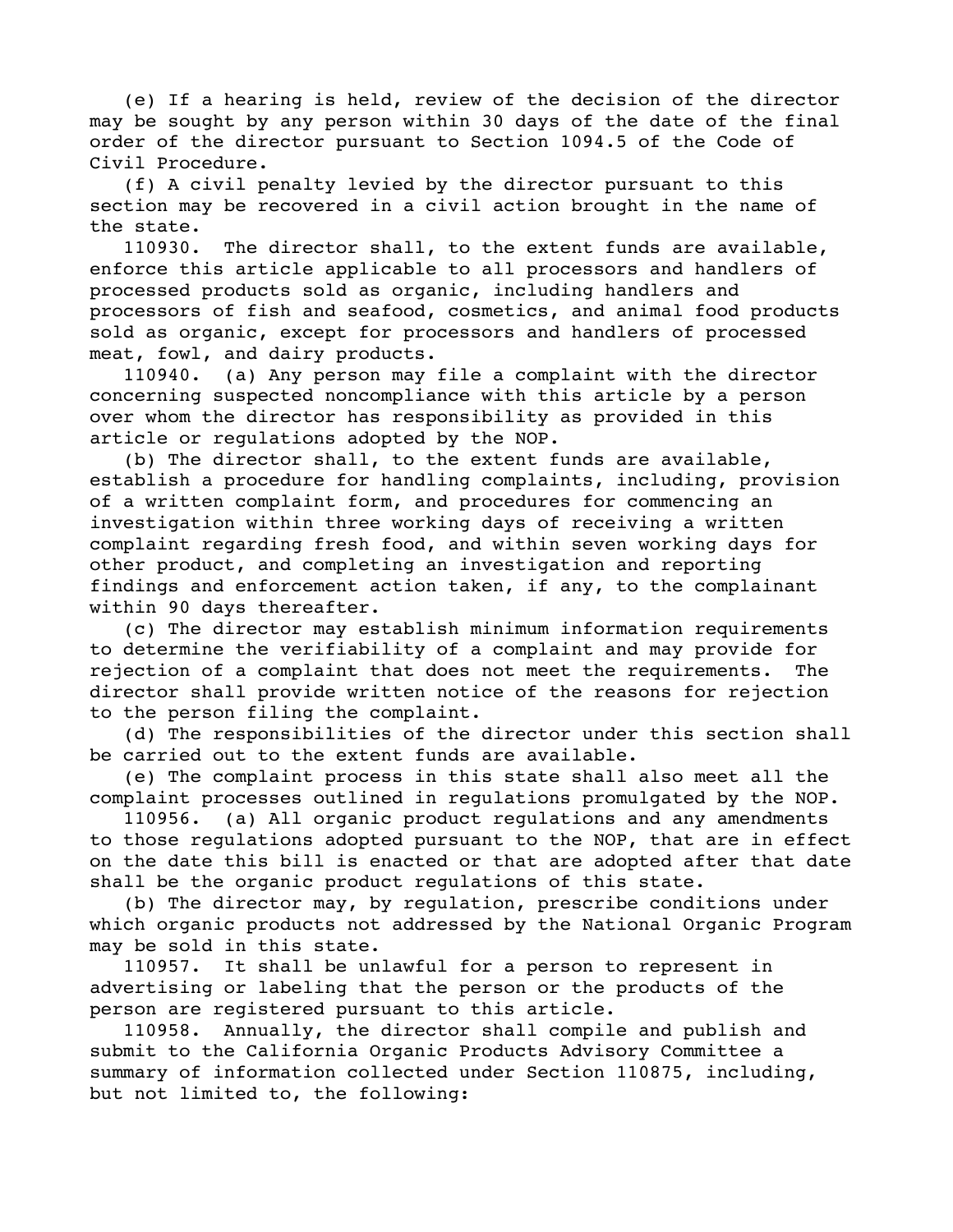(e) If a hearing is held, review of the decision of the director may be sought by any person within 30 days of the date of the final order of the director pursuant to Section 1094.5 of the Code of Civil Procedure.

(f) A civil penalty levied by the director pursuant to this section may be recovered in a civil action brought in the name of the state.

110930. The director shall, to the extent funds are available, enforce this article applicable to all processors and handlers of processed products sold as organic, including handlers and processors of fish and seafood, cosmetics, and animal food products sold as organic, except for processors and handlers of processed meat, fowl, and dairy products.

110940. (a) Any person may file a complaint with the director concerning suspected noncompliance with this article by a person over whom the director has responsibility as provided in this article or regulations adopted by the NOP.

(b) The director shall, to the extent funds are available, establish a procedure for handling complaints, including, provision of a written complaint form, and procedures for commencing an investigation within three working days of receiving a written complaint regarding fresh food, and within seven working days for other product, and completing an investigation and reporting findings and enforcement action taken, if any, to the complainant within 90 days thereafter.

(c) The director may establish minimum information requirements to determine the verifiability of a complaint and may provide for rejection of a complaint that does not meet the requirements. The director shall provide written notice of the reasons for rejection to the person filing the complaint.

(d) The responsibilities of the director under this section shall be carried out to the extent funds are available.

(e) The complaint process in this state shall also meet all the complaint processes outlined in regulations promulgated by the NOP.

110956. (a) All organic product regulations and any amendments to those regulations adopted pursuant to the NOP, that are in effect on the date this bill is enacted or that are adopted after that date shall be the organic product regulations of this state.

(b) The director may, by regulation, prescribe conditions under which organic products not addressed by the National Organic Program may be sold in this state.

110957. It shall be unlawful for a person to represent in advertising or labeling that the person or the products of the person are registered pursuant to this article.

110958. Annually, the director shall compile and publish and submit to the California Organic Products Advisory Committee a summary of information collected under Section 110875, including, but not limited to, the following: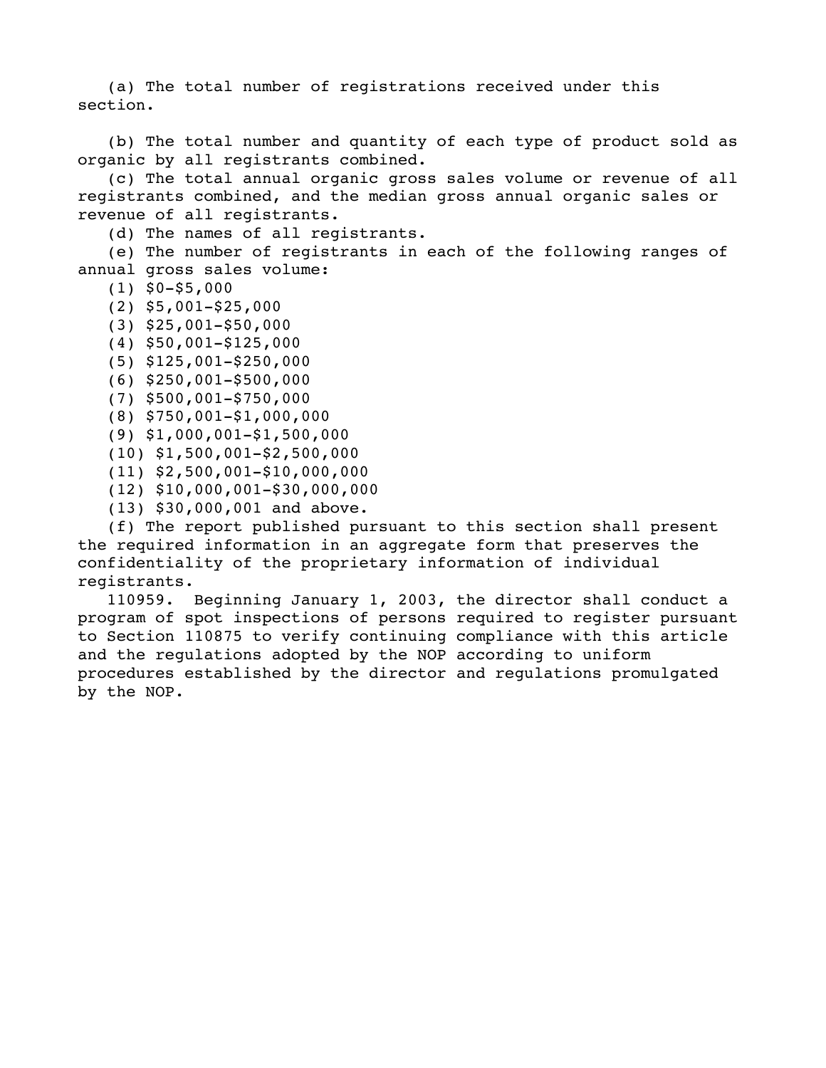(a) The total number of registrations received under this section.

(b) The total number and quantity of each type of product sold as organic by all registrants combined.

(c) The total annual organic gross sales volume or revenue of all registrants combined, and the median gross annual organic sales or revenue of all registrants.

(d) The names of all registrants.

(e) The number of registrants in each of the following ranges of annual gross sales volume:

(1) $0-$5,000
(2) $5,001-$25,000
(3) $25,001-$50,000
(4) $50,001-$125,000
(5) $125,001-$250,000
(6) $250,001-$500,000
(7) $500,001-$750,000
(8) $750,001-$1,000,000
(9) $1,000,001-$1,500,000
(10) $1,500,001-$2,500,000
(11) $2,500,001-$10,000,000
(12) $10,000,001-$30,000,000
(13) $30,000,001 and above.

(f) The report published pursuant to this section shall present the required information in an aggregate form that preserves the confidentiality of the proprietary information of individual registrants.

110959. Beginning January 1, 2003, the director shall conduct a program of spot inspections of persons required to register pursuant to Section 110875 to verify continuing compliance with this article and the regulations adopted by the NOP according to uniform procedures established by the director and regulations promulgated by the NOP.